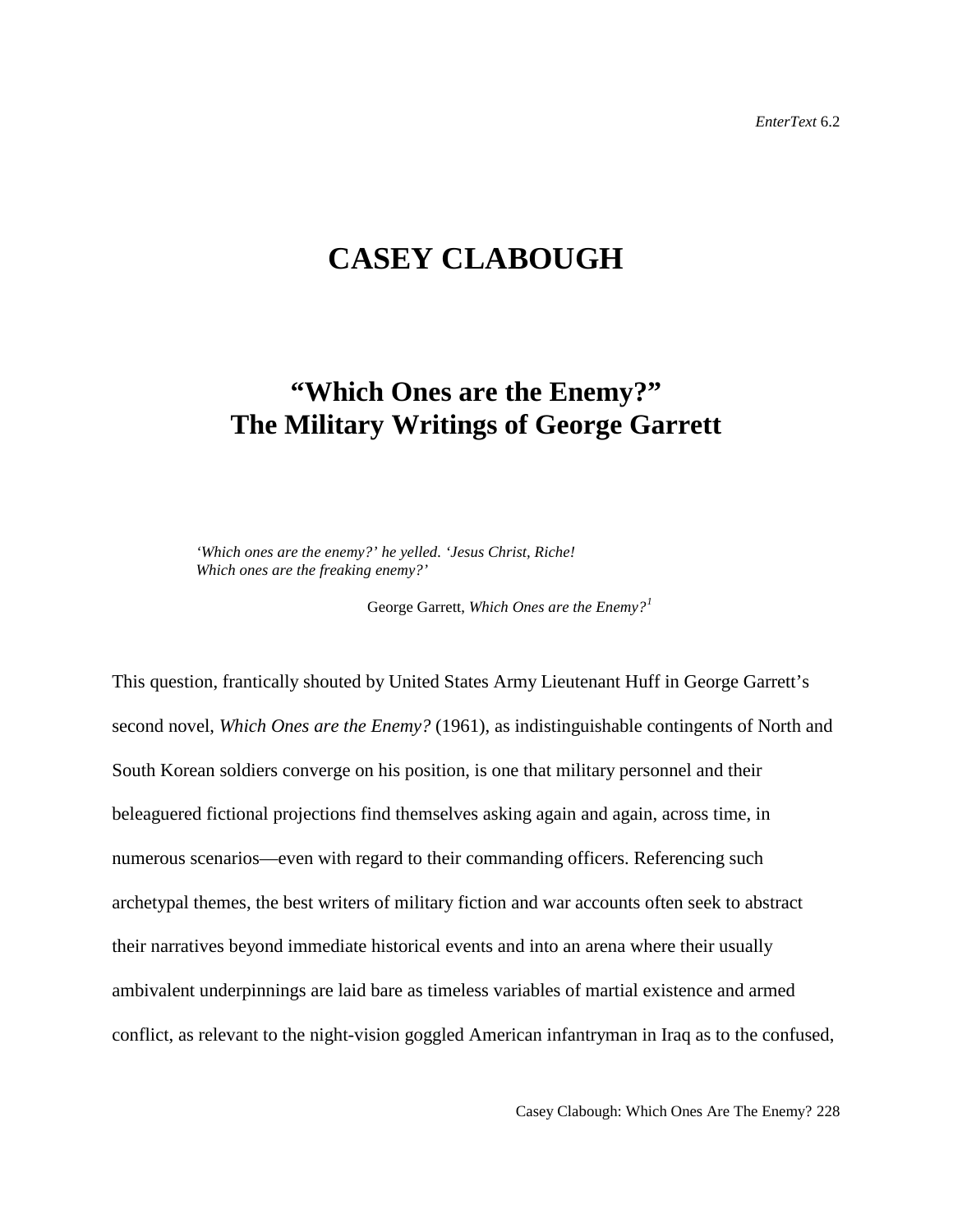# CASEY CLABOUGH

## "Which Ones are the Enemy?" The Military Writings of George Garrett

> *'Which ones are the enemy?' he yelled. 'Jesus Christ, Riche! Which ones are the freaking enemy?'*
>
> George Garrett, *Which Ones are the Enemy?*[1]

This question, frantically shouted by United States Army Lieutenant Huff in George Garrett's second novel, *Which Ones are the Enemy?* (1961), as indistinguishable contingents of North and South Korean soldiers converge on his position, is one that military personnel and their beleaguered fictional projections find themselves asking again and again, across time, in numerous scenarios—even with regard to their commanding officers. Referencing such archetypal themes, the best writers of military fiction and war accounts often seek to abstract their narratives beyond immediate historical events and into an arena where their usually ambivalent underpinnings are laid bare as timeless variables of martial existence and armed conflict, as relevant to the night-vision goggled American infantryman in Iraq as to the confused,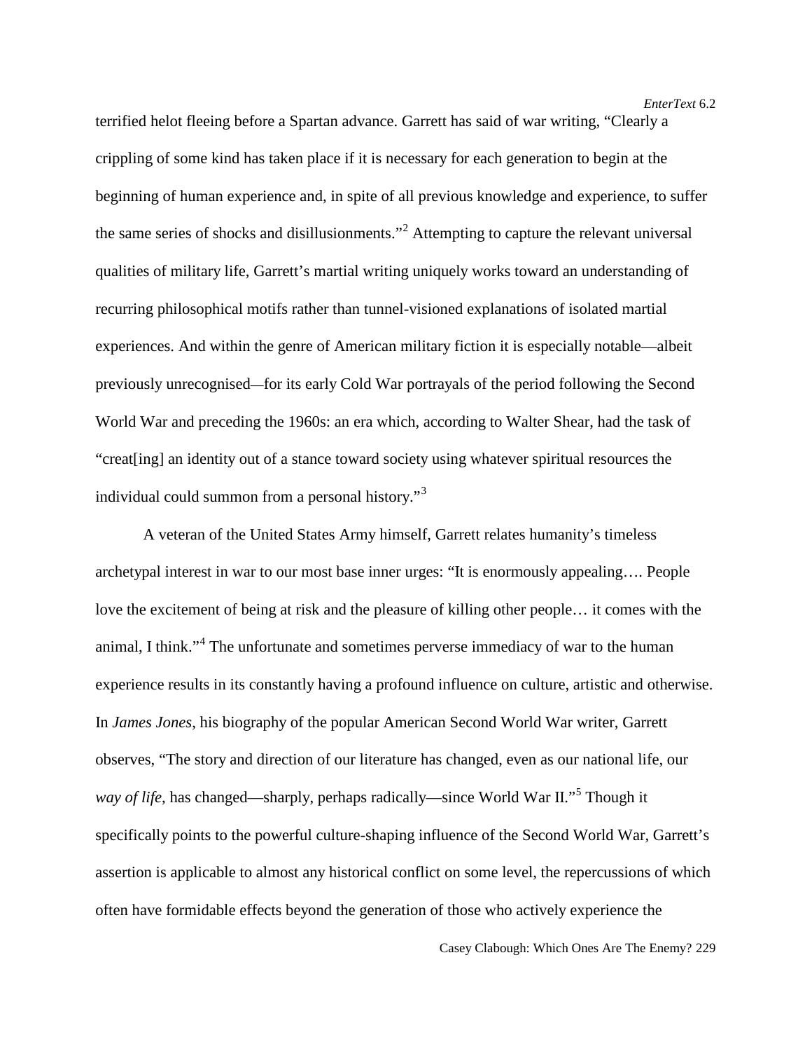terrified helot fleeing before a Spartan advance. Garrett has said of war writing, "Clearly a crippling of some kind has taken place if it is necessary for each generation to begin at the beginning of human experience and, in spite of all previous knowledge and experience, to suffer the same series of shocks and disillusionments."[2] Attempting to capture the relevant universal qualities of military life, Garrett's martial writing uniquely works toward an understanding of recurring philosophical motifs rather than tunnel-visioned explanations of isolated martial experiences. And within the genre of American military fiction it is especially notable—albeit previously unrecognised—for its early Cold War portrayals of the period following the Second World War and preceding the 1960s: an era which, according to Walter Shear, had the task of "creat[ing] an identity out of a stance toward society using whatever spiritual resources the individual could summon from a personal history."[3]

A veteran of the United States Army himself, Garrett relates humanity's timeless archetypal interest in war to our most base inner urges: "It is enormously appealing…. People love the excitement of being at risk and the pleasure of killing other people… it comes with the animal, I think."[4] The unfortunate and sometimes perverse immediacy of war to the human experience results in its constantly having a profound influence on culture, artistic and otherwise. In *James Jones*, his biography of the popular American Second World War writer, Garrett observes, "The story and direction of our literature has changed, even as our national life, our *way of life*, has changed—sharply, perhaps radically—since World War II."[5] Though it specifically points to the powerful culture-shaping influence of the Second World War, Garrett's assertion is applicable to almost any historical conflict on some level, the repercussions of which often have formidable effects beyond the generation of those who actively experience the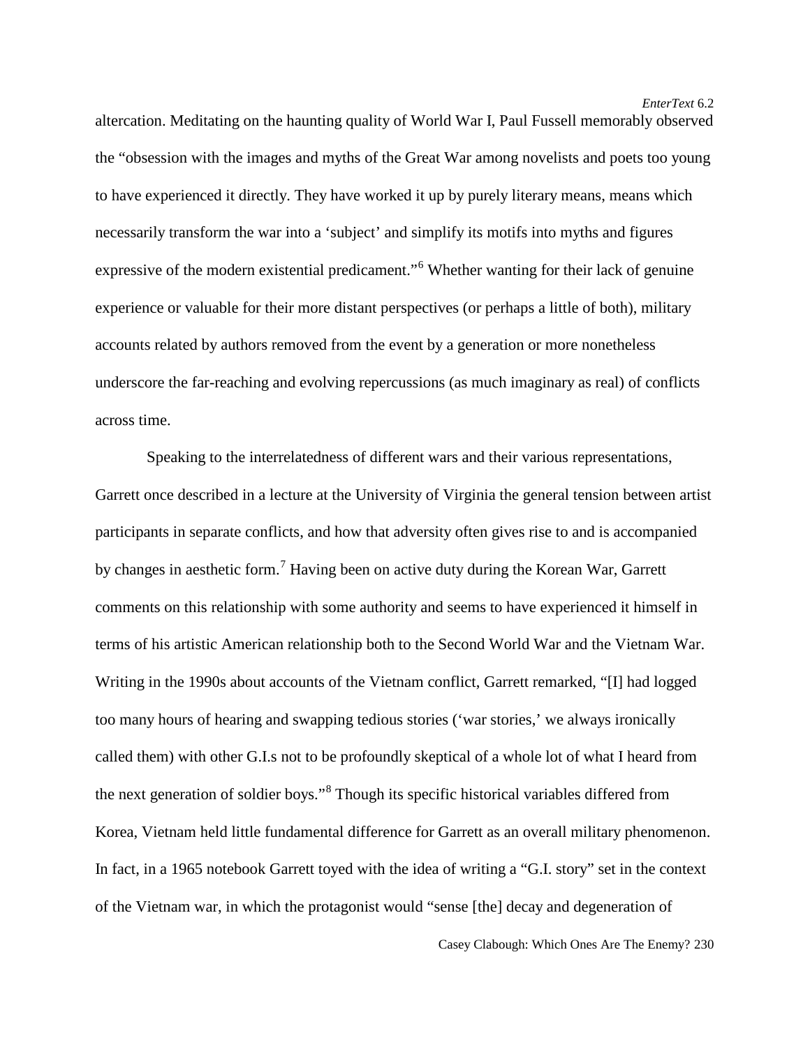altercation. Meditating on the haunting quality of World War I, Paul Fussell memorably observed the "obsession with the images and myths of the Great War among novelists and poets too young to have experienced it directly. They have worked it up by purely literary means, means which necessarily transform the war into a 'subject' and simplify its motifs into myths and figures expressive of the modern existential predicament."[6] Whether wanting for their lack of genuine experience or valuable for their more distant perspectives (or perhaps a little of both), military accounts related by authors removed from the event by a generation or more nonetheless underscore the far-reaching and evolving repercussions (as much imaginary as real) of conflicts across time.

Speaking to the interrelatedness of different wars and their various representations, Garrett once described in a lecture at the University of Virginia the general tension between artist participants in separate conflicts, and how that adversity often gives rise to and is accompanied by changes in aesthetic form.[7] Having been on active duty during the Korean War, Garrett comments on this relationship with some authority and seems to have experienced it himself in terms of his artistic American relationship both to the Second World War and the Vietnam War. Writing in the 1990s about accounts of the Vietnam conflict, Garrett remarked, "[I] had logged too many hours of hearing and swapping tedious stories ('war stories,' we always ironically called them) with other G.I.s not to be profoundly skeptical of a whole lot of what I heard from the next generation of soldier boys."[8] Though its specific historical variables differed from Korea, Vietnam held little fundamental difference for Garrett as an overall military phenomenon. In fact, in a 1965 notebook Garrett toyed with the idea of writing a "G.I. story" set in the context of the Vietnam war, in which the protagonist would "sense [the] decay and degeneration of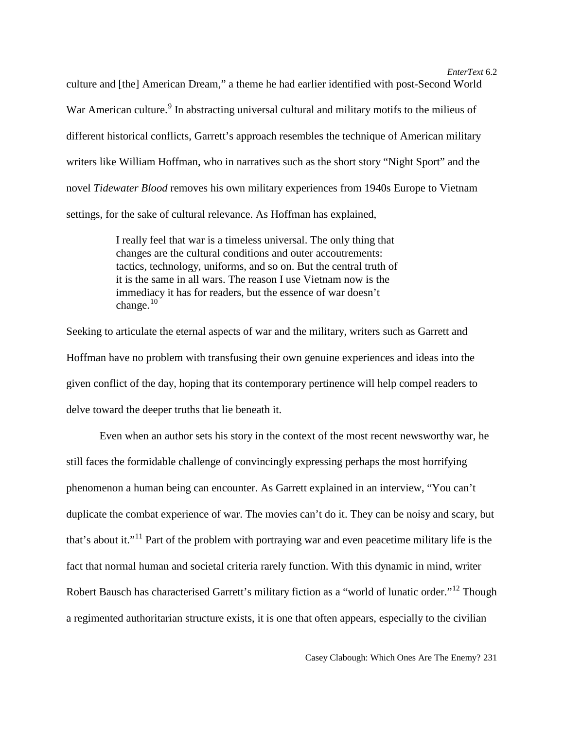culture and [the] American Dream," a theme he had earlier identified with post-Second World War American culture.[9] In abstracting universal cultural and military motifs to the milieus of different historical conflicts, Garrett's approach resembles the technique of American military writers like William Hoffman, who in narratives such as the short story "Night Sport" and the novel *Tidewater Blood* removes his own military experiences from 1940s Europe to Vietnam settings, for the sake of cultural relevance. As Hoffman has explained,

> I really feel that war is a timeless universal. The only thing that changes are the cultural conditions and outer accoutrements: tactics, technology, uniforms, and so on. But the central truth of it is the same in all wars. The reason I use Vietnam now is the immediacy it has for readers, but the essence of war doesn't change.[10]

Seeking to articulate the eternal aspects of war and the military, writers such as Garrett and Hoffman have no problem with transfusing their own genuine experiences and ideas into the given conflict of the day, hoping that its contemporary pertinence will help compel readers to delve toward the deeper truths that lie beneath it.

Even when an author sets his story in the context of the most recent newsworthy war, he still faces the formidable challenge of convincingly expressing perhaps the most horrifying phenomenon a human being can encounter. As Garrett explained in an interview, "You can't duplicate the combat experience of war. The movies can't do it. They can be noisy and scary, but that's about it."[11] Part of the problem with portraying war and even peacetime military life is the fact that normal human and societal criteria rarely function. With this dynamic in mind, writer Robert Bausch has characterised Garrett's military fiction as a "world of lunatic order."[12] Though a regimented authoritarian structure exists, it is one that often appears, especially to the civilian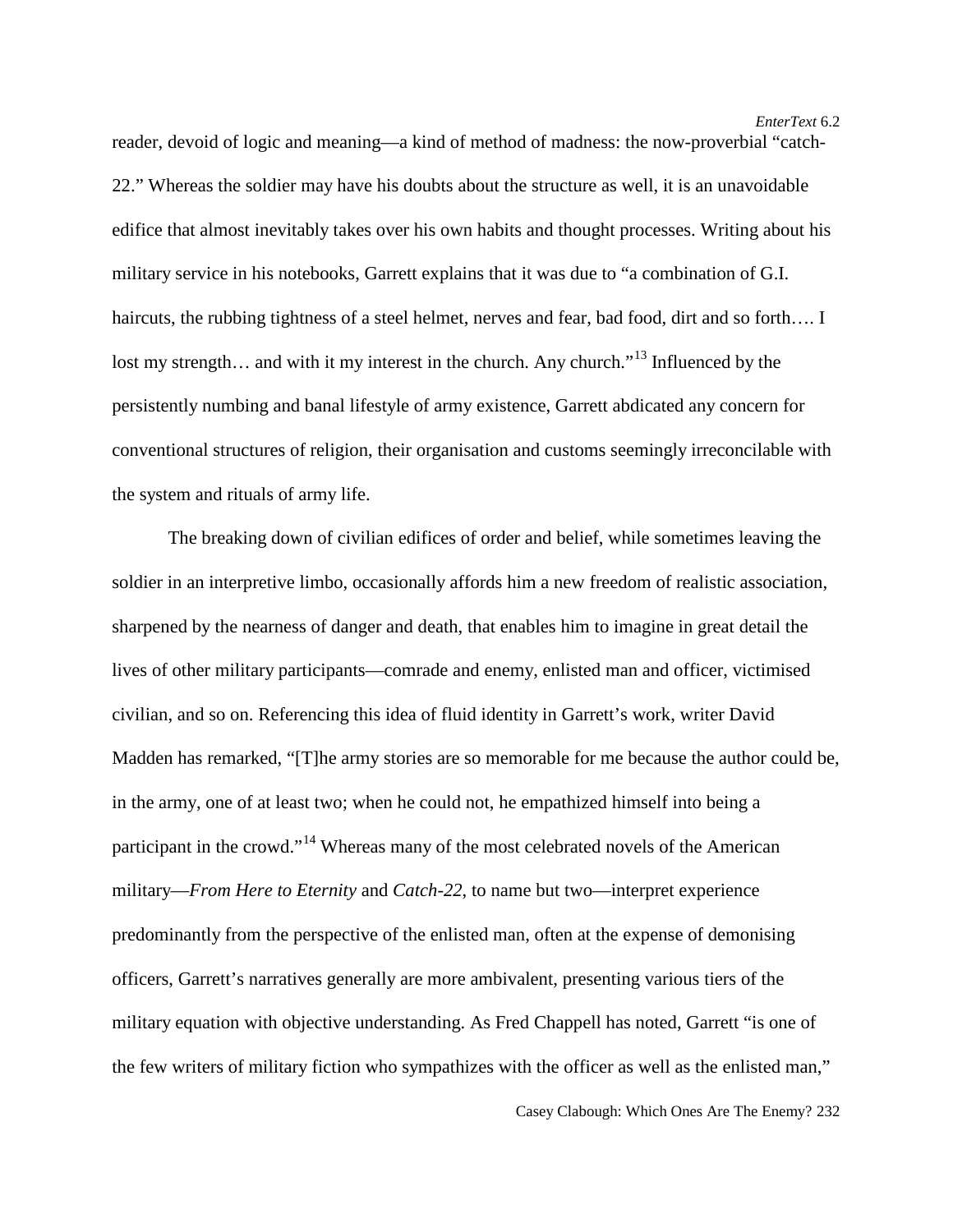reader, devoid of logic and meaning—a kind of method of madness: the now-proverbial "catch-22." Whereas the soldier may have his doubts about the structure as well, it is an unavoidable edifice that almost inevitably takes over his own habits and thought processes. Writing about his military service in his notebooks, Garrett explains that it was due to "a combination of G.I. haircuts, the rubbing tightness of a steel helmet, nerves and fear, bad food, dirt and so forth…. I lost my strength… and with it my interest in the church. Any church."[13] Influenced by the persistently numbing and banal lifestyle of army existence, Garrett abdicated any concern for conventional structures of religion, their organisation and customs seemingly irreconcilable with the system and rituals of army life.

The breaking down of civilian edifices of order and belief, while sometimes leaving the soldier in an interpretive limbo, occasionally affords him a new freedom of realistic association, sharpened by the nearness of danger and death, that enables him to imagine in great detail the lives of other military participants—comrade and enemy, enlisted man and officer, victimised civilian, and so on. Referencing this idea of fluid identity in Garrett's work, writer David Madden has remarked, "[T]he army stories are so memorable for me because the author could be, in the army, one of at least two; when he could not, he empathized himself into being a participant in the crowd."[14] Whereas many of the most celebrated novels of the American military—*From Here to Eternity* and *Catch-22*, to name but two—interpret experience predominantly from the perspective of the enlisted man, often at the expense of demonising officers, Garrett's narratives generally are more ambivalent, presenting various tiers of the military equation with objective understanding. As Fred Chappell has noted, Garrett "is one of the few writers of military fiction who sympathizes with the officer as well as the enlisted man,"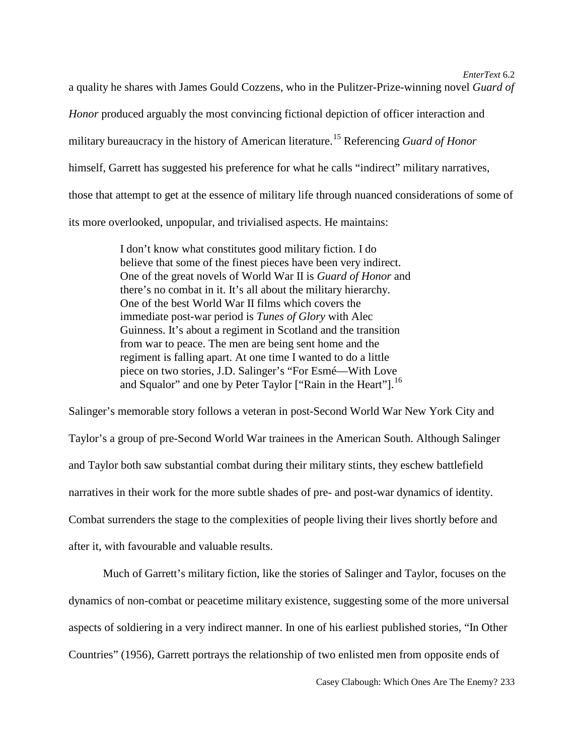a quality he shares with James Gould Cozzens, who in the Pulitzer-Prize-winning novel *Guard of Honor* produced arguably the most convincing fictional depiction of officer interaction and military bureaucracy in the history of American literature.[15] Referencing *Guard of Honor* himself, Garrett has suggested his preference for what he calls "indirect" military narratives, those that attempt to get at the essence of military life through nuanced considerations of some of its more overlooked, unpopular, and trivialised aspects. He maintains:

> I don't know what constitutes good military fiction. I do believe that some of the finest pieces have been very indirect. One of the great novels of World War II is *Guard of Honor* and there's no combat in it. It's all about the military hierarchy. One of the best World War II films which covers the immediate post-war period is *Tunes of Glory* with Alec Guinness. It's about a regiment in Scotland and the transition from war to peace. The men are being sent home and the regiment is falling apart. At one time I wanted to do a little piece on two stories, J.D. Salinger's "For Esmé—With Love and Squalor" and one by Peter Taylor ["Rain in the Heart"].[16]

Salinger's memorable story follows a veteran in post-Second World War New York City and Taylor's a group of pre-Second World War trainees in the American South. Although Salinger and Taylor both saw substantial combat during their military stints, they eschew battlefield narratives in their work for the more subtle shades of pre- and post-war dynamics of identity. Combat surrenders the stage to the complexities of people living their lives shortly before and after it, with favourable and valuable results.

Much of Garrett's military fiction, like the stories of Salinger and Taylor, focuses on the dynamics of non-combat or peacetime military existence, suggesting some of the more universal aspects of soldiering in a very indirect manner. In one of his earliest published stories, "In Other Countries" (1956), Garrett portrays the relationship of two enlisted men from opposite ends of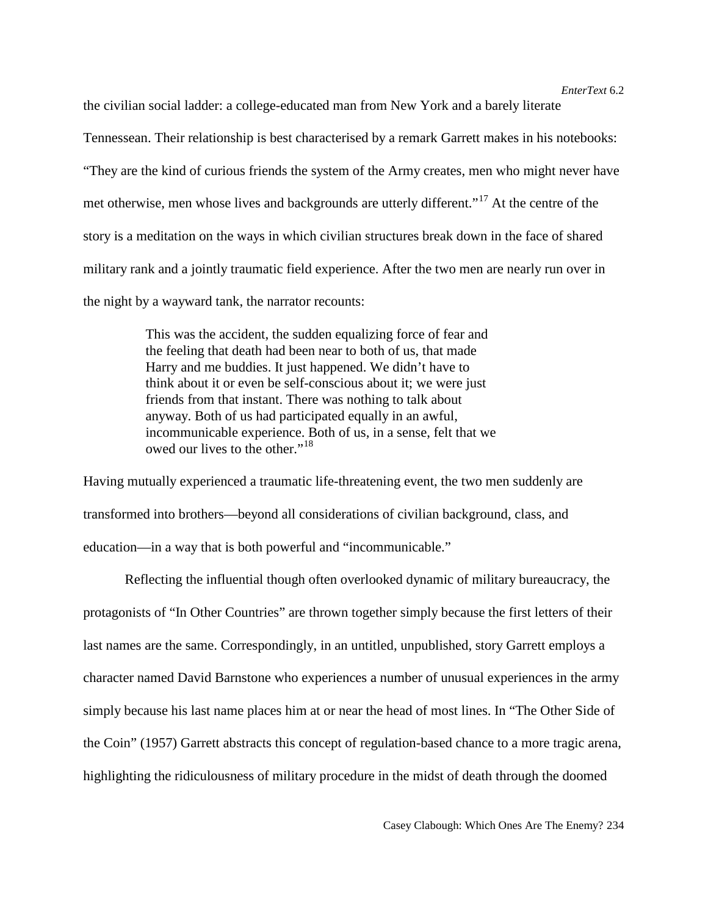the civilian social ladder: a college-educated man from New York and a barely literate Tennessean. Their relationship is best characterised by a remark Garrett makes in his notebooks: "They are the kind of curious friends the system of the Army creates, men who might never have met otherwise, men whose lives and backgrounds are utterly different."[17] At the centre of the story is a meditation on the ways in which civilian structures break down in the face of shared military rank and a jointly traumatic field experience. After the two men are nearly run over in the night by a wayward tank, the narrator recounts:

> This was the accident, the sudden equalizing force of fear and the feeling that death had been near to both of us, that made Harry and me buddies. It just happened. We didn't have to think about it or even be self-conscious about it; we were just friends from that instant. There was nothing to talk about anyway. Both of us had participated equally in an awful, incommunicable experience. Both of us, in a sense, felt that we owed our lives to the other."[18]

Having mutually experienced a traumatic life-threatening event, the two men suddenly are transformed into brothers—beyond all considerations of civilian background, class, and education—in a way that is both powerful and "incommunicable."

Reflecting the influential though often overlooked dynamic of military bureaucracy, the protagonists of "In Other Countries" are thrown together simply because the first letters of their last names are the same. Correspondingly, in an untitled, unpublished, story Garrett employs a character named David Barnstone who experiences a number of unusual experiences in the army simply because his last name places him at or near the head of most lines. In "The Other Side of the Coin" (1957) Garrett abstracts this concept of regulation-based chance to a more tragic arena, highlighting the ridiculousness of military procedure in the midst of death through the doomed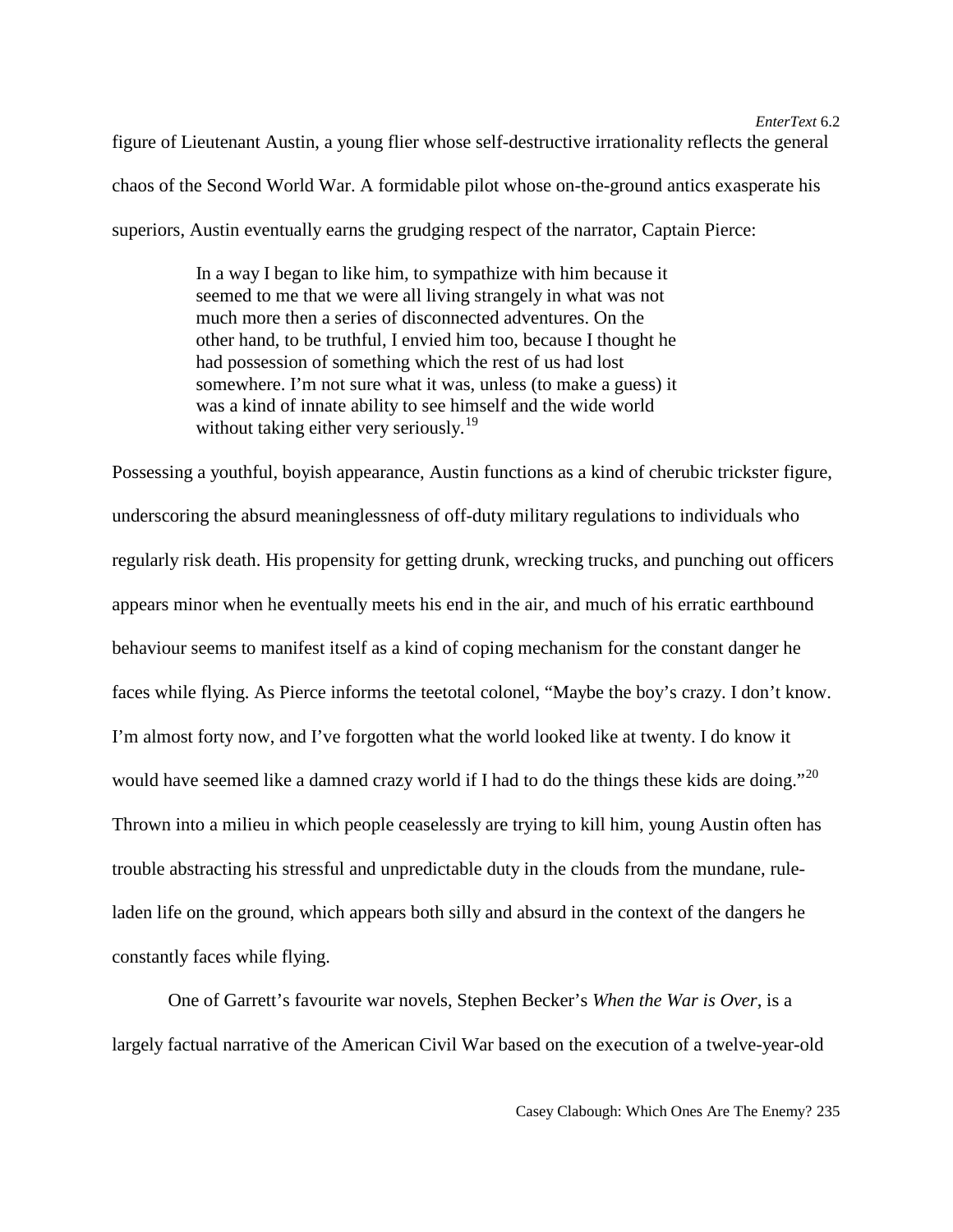figure of Lieutenant Austin, a young flier whose self-destructive irrationality reflects the general chaos of the Second World War. A formidable pilot whose on-the-ground antics exasperate his superiors, Austin eventually earns the grudging respect of the narrator, Captain Pierce:

> In a way I began to like him, to sympathize with him because it seemed to me that we were all living strangely in what was not much more then a series of disconnected adventures. On the other hand, to be truthful, I envied him too, because I thought he had possession of something which the rest of us had lost somewhere. I'm not sure what it was, unless (to make a guess) it was a kind of innate ability to see himself and the wide world without taking either very seriously.[19]

Possessing a youthful, boyish appearance, Austin functions as a kind of cherubic trickster figure, underscoring the absurd meaninglessness of off-duty military regulations to individuals who regularly risk death. His propensity for getting drunk, wrecking trucks, and punching out officers appears minor when he eventually meets his end in the air, and much of his erratic earthbound behaviour seems to manifest itself as a kind of coping mechanism for the constant danger he faces while flying. As Pierce informs the teetotal colonel, "Maybe the boy's crazy. I don't know. I'm almost forty now, and I've forgotten what the world looked like at twenty. I do know it would have seemed like a damned crazy world if I had to do the things these kids are doing."[20] Thrown into a milieu in which people ceaselessly are trying to kill him, young Austin often has trouble abstracting his stressful and unpredictable duty in the clouds from the mundane, rule-laden life on the ground, which appears both silly and absurd in the context of the dangers he constantly faces while flying.

One of Garrett's favourite war novels, Stephen Becker's *When the War is Over*, is a largely factual narrative of the American Civil War based on the execution of a twelve-year-old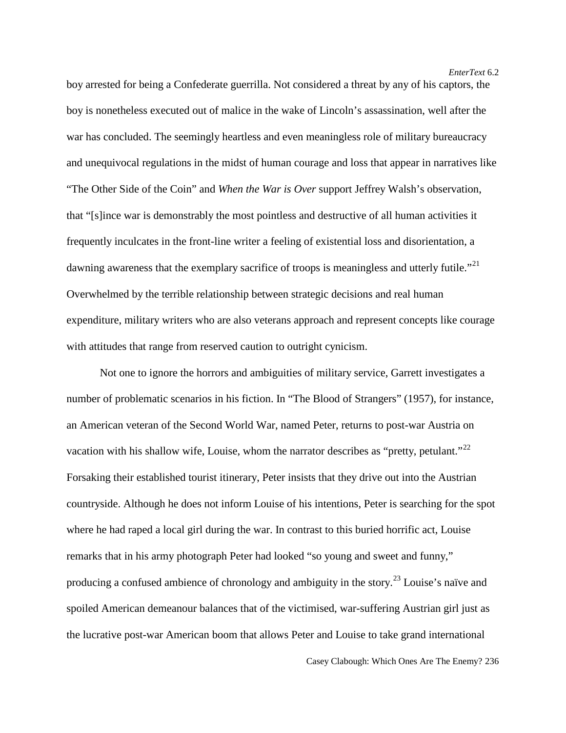boy arrested for being a Confederate guerrilla. Not considered a threat by any of his captors, the boy is nonetheless executed out of malice in the wake of Lincoln's assassination, well after the war has concluded. The seemingly heartless and even meaningless role of military bureaucracy and unequivocal regulations in the midst of human courage and loss that appear in narratives like "The Other Side of the Coin" and *When the War is Over* support Jeffrey Walsh's observation, that "[s]ince war is demonstrably the most pointless and destructive of all human activities it frequently inculcates in the front-line writer a feeling of existential loss and disorientation, a dawning awareness that the exemplary sacrifice of troops is meaningless and utterly futile."[21] Overwhelmed by the terrible relationship between strategic decisions and real human expenditure, military writers who are also veterans approach and represent concepts like courage with attitudes that range from reserved caution to outright cynicism.

Not one to ignore the horrors and ambiguities of military service, Garrett investigates a number of problematic scenarios in his fiction. In "The Blood of Strangers" (1957), for instance, an American veteran of the Second World War, named Peter, returns to post-war Austria on vacation with his shallow wife, Louise, whom the narrator describes as "pretty, petulant."[22] Forsaking their established tourist itinerary, Peter insists that they drive out into the Austrian countryside. Although he does not inform Louise of his intentions, Peter is searching for the spot where he had raped a local girl during the war. In contrast to this buried horrific act, Louise remarks that in his army photograph Peter had looked "so young and sweet and funny," producing a confused ambience of chronology and ambiguity in the story.[23] Louise's naïve and spoiled American demeanour balances that of the victimised, war-suffering Austrian girl just as the lucrative post-war American boom that allows Peter and Louise to take grand international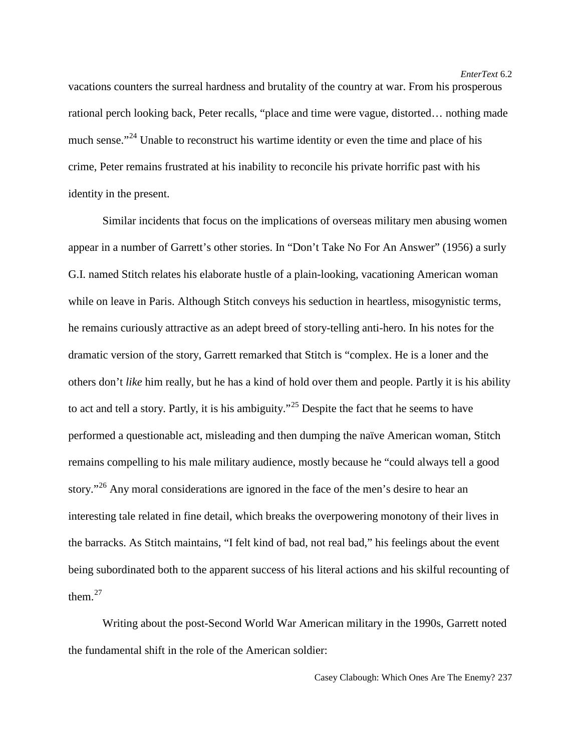vacations counters the surreal hardness and brutality of the country at war. From his prosperous rational perch looking back, Peter recalls, "place and time were vague, distorted… nothing made much sense."[24] Unable to reconstruct his wartime identity or even the time and place of his crime, Peter remains frustrated at his inability to reconcile his private horrific past with his identity in the present.

Similar incidents that focus on the implications of overseas military men abusing women appear in a number of Garrett's other stories. In "Don't Take No For An Answer" (1956) a surly G.I. named Stitch relates his elaborate hustle of a plain-looking, vacationing American woman while on leave in Paris. Although Stitch conveys his seduction in heartless, misogynistic terms, he remains curiously attractive as an adept breed of story-telling anti-hero. In his notes for the dramatic version of the story, Garrett remarked that Stitch is "complex. He is a loner and the others don't *like* him really, but he has a kind of hold over them and people. Partly it is his ability to act and tell a story. Partly, it is his ambiguity."[25] Despite the fact that he seems to have performed a questionable act, misleading and then dumping the naïve American woman, Stitch remains compelling to his male military audience, mostly because he "could always tell a good story."[26] Any moral considerations are ignored in the face of the men's desire to hear an interesting tale related in fine detail, which breaks the overpowering monotony of their lives in the barracks. As Stitch maintains, "I felt kind of bad, not real bad," his feelings about the event being subordinated both to the apparent success of his literal actions and his skilful recounting of them.[27]

Writing about the post-Second World War American military in the 1990s, Garrett noted the fundamental shift in the role of the American soldier: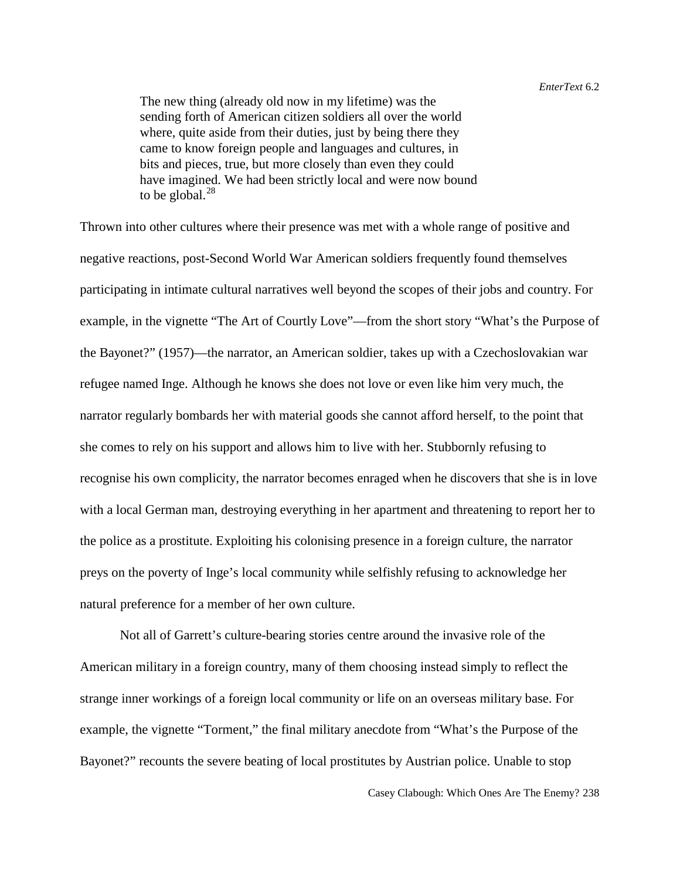> The new thing (already old now in my lifetime) was the sending forth of American citizen soldiers all over the world where, quite aside from their duties, just by being there they came to know foreign people and languages and cultures, in bits and pieces, true, but more closely than even they could have imagined. We had been strictly local and were now bound to be global.[28]

Thrown into other cultures where their presence was met with a whole range of positive and negative reactions, post-Second World War American soldiers frequently found themselves participating in intimate cultural narratives well beyond the scopes of their jobs and country. For example, in the vignette "The Art of Courtly Love"—from the short story "What's the Purpose of the Bayonet?" (1957)—the narrator, an American soldier, takes up with a Czechoslovakian war refugee named Inge. Although he knows she does not love or even like him very much, the narrator regularly bombards her with material goods she cannot afford herself, to the point that she comes to rely on his support and allows him to live with her. Stubbornly refusing to recognise his own complicity, the narrator becomes enraged when he discovers that she is in love with a local German man, destroying everything in her apartment and threatening to report her to the police as a prostitute. Exploiting his colonising presence in a foreign culture, the narrator preys on the poverty of Inge's local community while selfishly refusing to acknowledge her natural preference for a member of her own culture.

Not all of Garrett's culture-bearing stories centre around the invasive role of the American military in a foreign country, many of them choosing instead simply to reflect the strange inner workings of a foreign local community or life on an overseas military base. For example, the vignette "Torment," the final military anecdote from "What's the Purpose of the Bayonet?" recounts the severe beating of local prostitutes by Austrian police. Unable to stop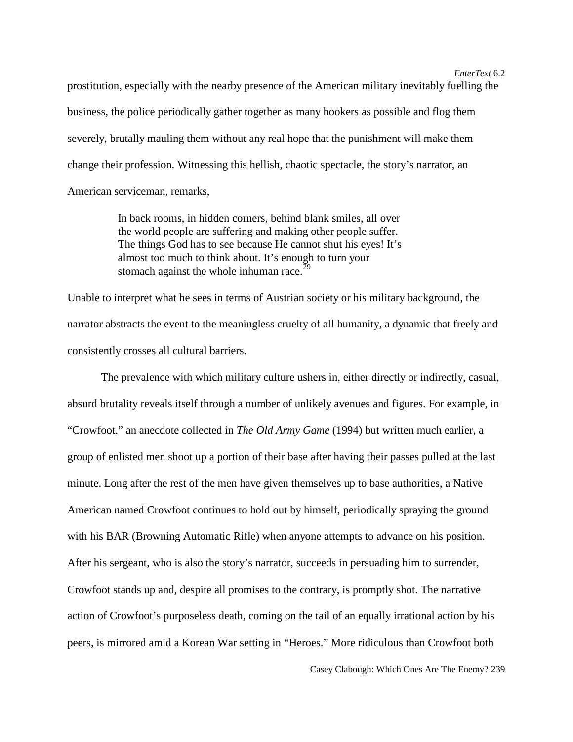prostitution, especially with the nearby presence of the American military inevitably fuelling the business, the police periodically gather together as many hookers as possible and flog them severely, brutally mauling them without any real hope that the punishment will make them change their profession. Witnessing this hellish, chaotic spectacle, the story's narrator, an American serviceman, remarks,

> In back rooms, in hidden corners, behind blank smiles, all over the world people are suffering and making other people suffer. The things God has to see because He cannot shut his eyes! It's almost too much to think about. It's enough to turn your stomach against the whole inhuman race.[29]

Unable to interpret what he sees in terms of Austrian society or his military background, the narrator abstracts the event to the meaningless cruelty of all humanity, a dynamic that freely and consistently crosses all cultural barriers.

The prevalence with which military culture ushers in, either directly or indirectly, casual, absurd brutality reveals itself through a number of unlikely avenues and figures. For example, in "Crowfoot," an anecdote collected in *The Old Army Game* (1994) but written much earlier, a group of enlisted men shoot up a portion of their base after having their passes pulled at the last minute. Long after the rest of the men have given themselves up to base authorities, a Native American named Crowfoot continues to hold out by himself, periodically spraying the ground with his BAR (Browning Automatic Rifle) when anyone attempts to advance on his position. After his sergeant, who is also the story's narrator, succeeds in persuading him to surrender, Crowfoot stands up and, despite all promises to the contrary, is promptly shot. The narrative action of Crowfoot's purposeless death, coming on the tail of an equally irrational action by his peers, is mirrored amid a Korean War setting in "Heroes." More ridiculous than Crowfoot both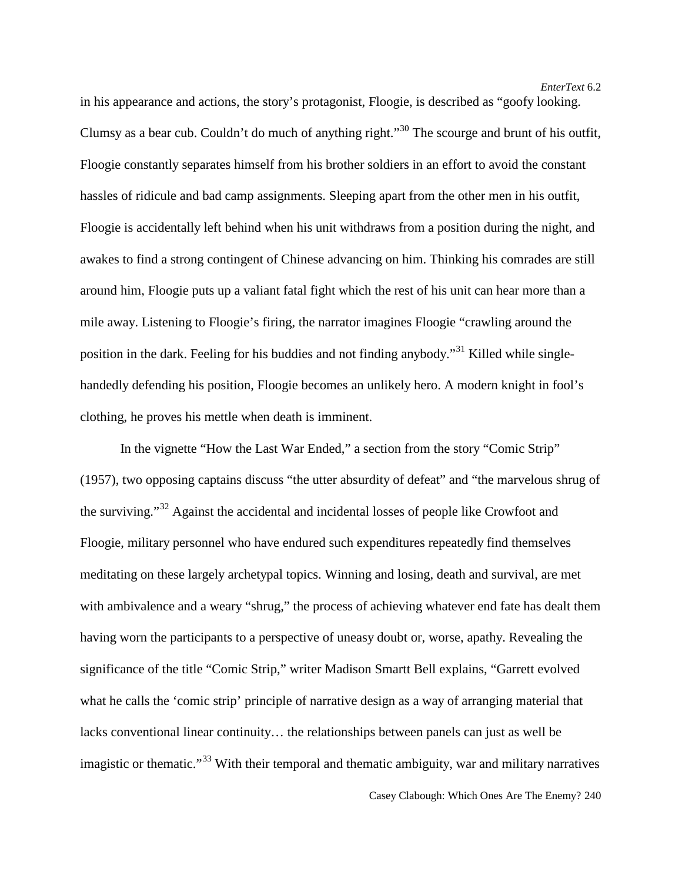in his appearance and actions, the story's protagonist, Floogie, is described as "goofy looking. Clumsy as a bear cub. Couldn't do much of anything right."[30] The scourge and brunt of his outfit, Floogie constantly separates himself from his brother soldiers in an effort to avoid the constant hassles of ridicule and bad camp assignments. Sleeping apart from the other men in his outfit, Floogie is accidentally left behind when his unit withdraws from a position during the night, and awakes to find a strong contingent of Chinese advancing on him. Thinking his comrades are still around him, Floogie puts up a valiant fatal fight which the rest of his unit can hear more than a mile away. Listening to Floogie's firing, the narrator imagines Floogie "crawling around the position in the dark. Feeling for his buddies and not finding anybody."[31] Killed while single-handedly defending his position, Floogie becomes an unlikely hero. A modern knight in fool's clothing, he proves his mettle when death is imminent.

In the vignette "How the Last War Ended," a section from the story "Comic Strip" (1957), two opposing captains discuss "the utter absurdity of defeat" and "the marvelous shrug of the surviving."[32] Against the accidental and incidental losses of people like Crowfoot and Floogie, military personnel who have endured such expenditures repeatedly find themselves meditating on these largely archetypal topics. Winning and losing, death and survival, are met with ambivalence and a weary "shrug," the process of achieving whatever end fate has dealt them having worn the participants to a perspective of uneasy doubt or, worse, apathy. Revealing the significance of the title "Comic Strip," writer Madison Smartt Bell explains, "Garrett evolved what he calls the 'comic strip' principle of narrative design as a way of arranging material that lacks conventional linear continuity… the relationships between panels can just as well be imagistic or thematic."[33] With their temporal and thematic ambiguity, war and military narratives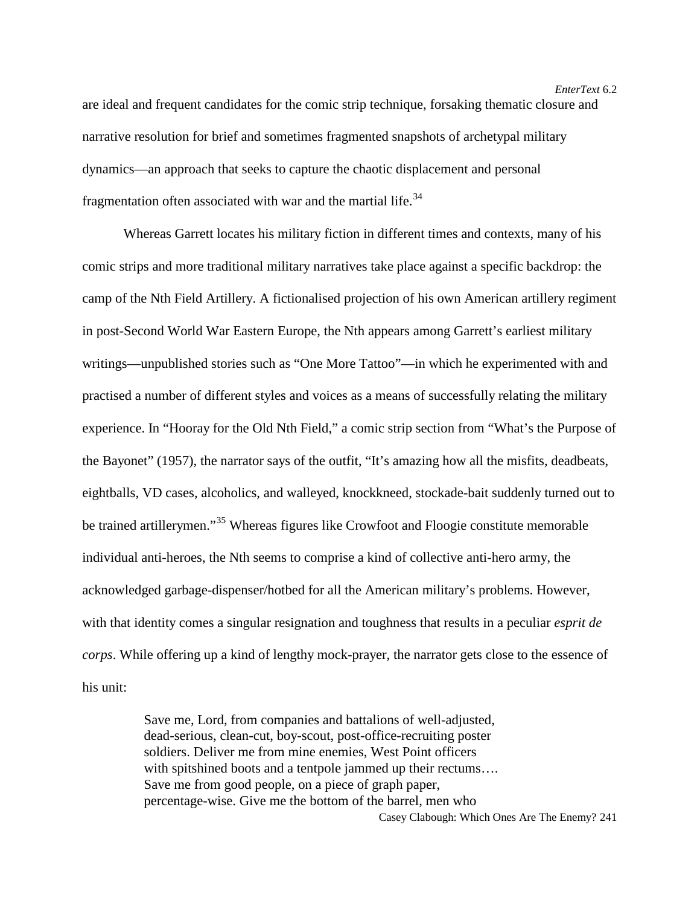are ideal and frequent candidates for the comic strip technique, forsaking thematic closure and narrative resolution for brief and sometimes fragmented snapshots of archetypal military dynamics—an approach that seeks to capture the chaotic displacement and personal fragmentation often associated with war and the martial life.[34]

Whereas Garrett locates his military fiction in different times and contexts, many of his comic strips and more traditional military narratives take place against a specific backdrop: the camp of the Nth Field Artillery. A fictionalised projection of his own American artillery regiment in post-Second World War Eastern Europe, the Nth appears among Garrett's earliest military writings—unpublished stories such as "One More Tattoo"—in which he experimented with and practised a number of different styles and voices as a means of successfully relating the military experience. In "Hooray for the Old Nth Field," a comic strip section from "What's the Purpose of the Bayonet" (1957), the narrator says of the outfit, "It's amazing how all the misfits, deadbeats, eightballs, VD cases, alcoholics, and walleyed, knockkneed, stockade-bait suddenly turned out to be trained artillerymen."[35] Whereas figures like Crowfoot and Floogie constitute memorable individual anti-heroes, the Nth seems to comprise a kind of collective anti-hero army, the acknowledged garbage-dispenser/hotbed for all the American military's problems. However, with that identity comes a singular resignation and toughness that results in a peculiar *esprit de corps*. While offering up a kind of lengthy mock-prayer, the narrator gets close to the essence of his unit:

> Save me, Lord, from companies and battalions of well-adjusted, dead-serious, clean-cut, boy-scout, post-office-recruiting poster soldiers. Deliver me from mine enemies, West Point officers with spitshined boots and a tentpole jammed up their rectums…. Save me from good people, on a piece of graph paper, percentage-wise. Give me the bottom of the barrel, men who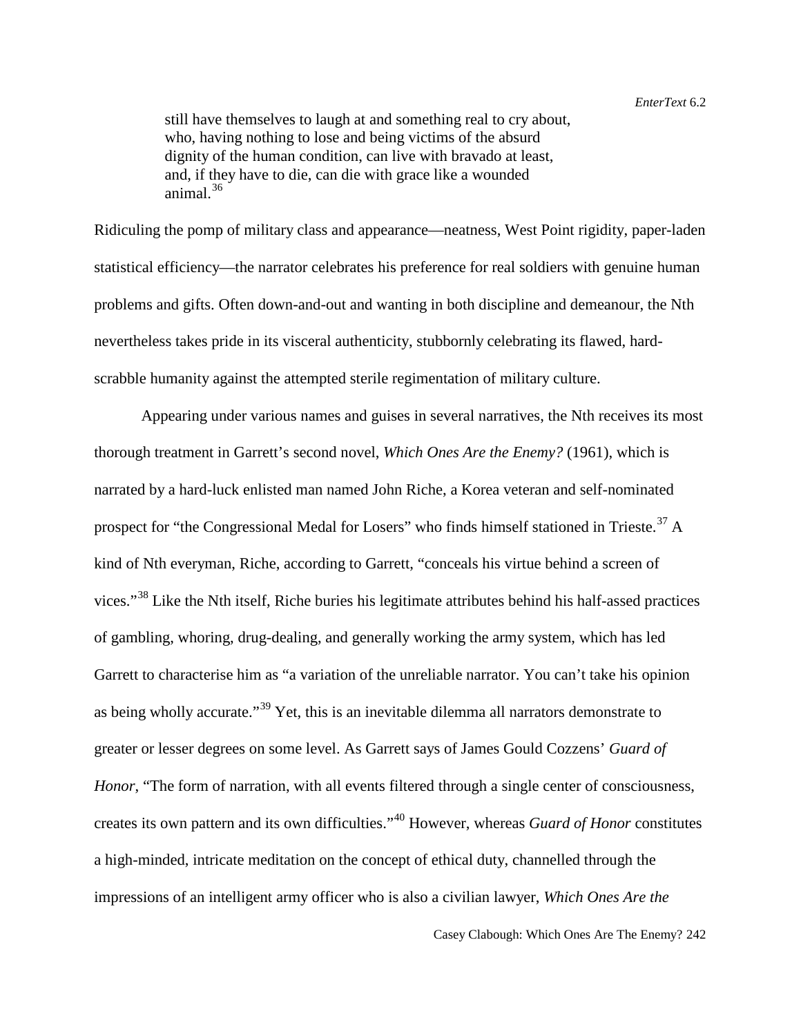> still have themselves to laugh at and something real to cry about, who, having nothing to lose and being victims of the absurd dignity of the human condition, can live with bravado at least, and, if they have to die, can die with grace like a wounded animal.[36]

Ridiculing the pomp of military class and appearance—neatness, West Point rigidity, paper-laden statistical efficiency—the narrator celebrates his preference for real soldiers with genuine human problems and gifts. Often down-and-out and wanting in both discipline and demeanour, the Nth nevertheless takes pride in its visceral authenticity, stubbornly celebrating its flawed, hard-scrabble humanity against the attempted sterile regimentation of military culture.

Appearing under various names and guises in several narratives, the Nth receives its most thorough treatment in Garrett's second novel, *Which Ones Are the Enemy?* (1961), which is narrated by a hard-luck enlisted man named John Riche, a Korea veteran and self-nominated prospect for "the Congressional Medal for Losers" who finds himself stationed in Trieste.[37] A kind of Nth everyman, Riche, according to Garrett, "conceals his virtue behind a screen of vices."[38] Like the Nth itself, Riche buries his legitimate attributes behind his half-assed practices of gambling, whoring, drug-dealing, and generally working the army system, which has led Garrett to characterise him as "a variation of the unreliable narrator. You can't take his opinion as being wholly accurate."[39] Yet, this is an inevitable dilemma all narrators demonstrate to greater or lesser degrees on some level. As Garrett says of James Gould Cozzens' *Guard of Honor*, "The form of narration, with all events filtered through a single center of consciousness, creates its own pattern and its own difficulties."[40] However, whereas *Guard of Honor* constitutes a high-minded, intricate meditation on the concept of ethical duty, channelled through the impressions of an intelligent army officer who is also a civilian lawyer, *Which Ones Are the*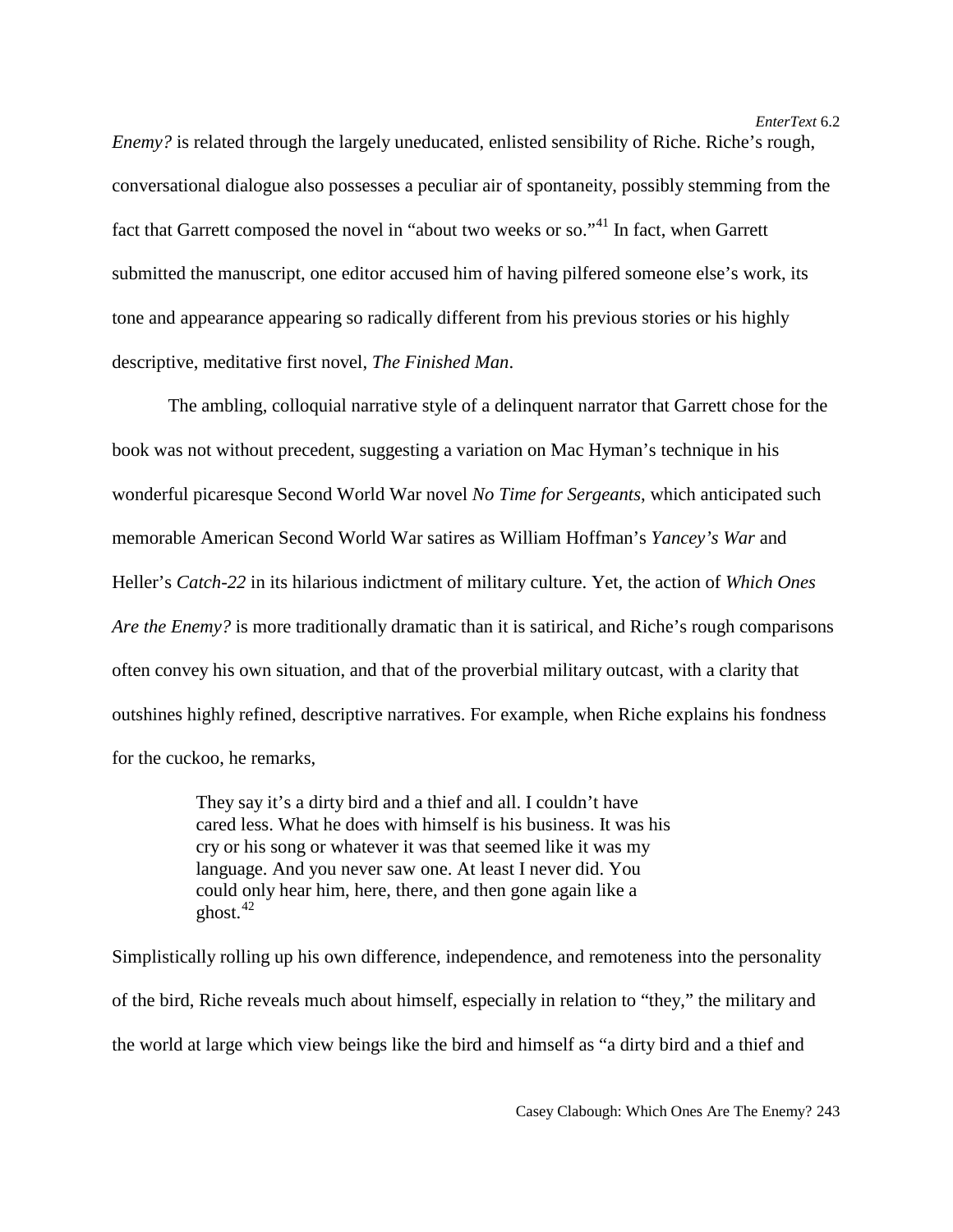*Enemy?* is related through the largely uneducated, enlisted sensibility of Riche. Riche's rough, conversational dialogue also possesses a peculiar air of spontaneity, possibly stemming from the fact that Garrett composed the novel in "about two weeks or so."[41] In fact, when Garrett submitted the manuscript, one editor accused him of having pilfered someone else's work, its tone and appearance appearing so radically different from his previous stories or his highly descriptive, meditative first novel, *The Finished Man*.

The ambling, colloquial narrative style of a delinquent narrator that Garrett chose for the book was not without precedent, suggesting a variation on Mac Hyman's technique in his wonderful picaresque Second World War novel *No Time for Sergeants*, which anticipated such memorable American Second World War satires as William Hoffman's *Yancey's War* and Heller's *Catch-22* in its hilarious indictment of military culture. Yet, the action of *Which Ones Are the Enemy?* is more traditionally dramatic than it is satirical, and Riche's rough comparisons often convey his own situation, and that of the proverbial military outcast, with a clarity that outshines highly refined, descriptive narratives. For example, when Riche explains his fondness for the cuckoo, he remarks,

> They say it's a dirty bird and a thief and all. I couldn't have cared less. What he does with himself is his business. It was his cry or his song or whatever it was that seemed like it was my language. And you never saw one. At least I never did. You could only hear him, here, there, and then gone again like a ghost.[42]

Simplistically rolling up his own difference, independence, and remoteness into the personality of the bird, Riche reveals much about himself, especially in relation to "they," the military and the world at large which view beings like the bird and himself as "a dirty bird and a thief and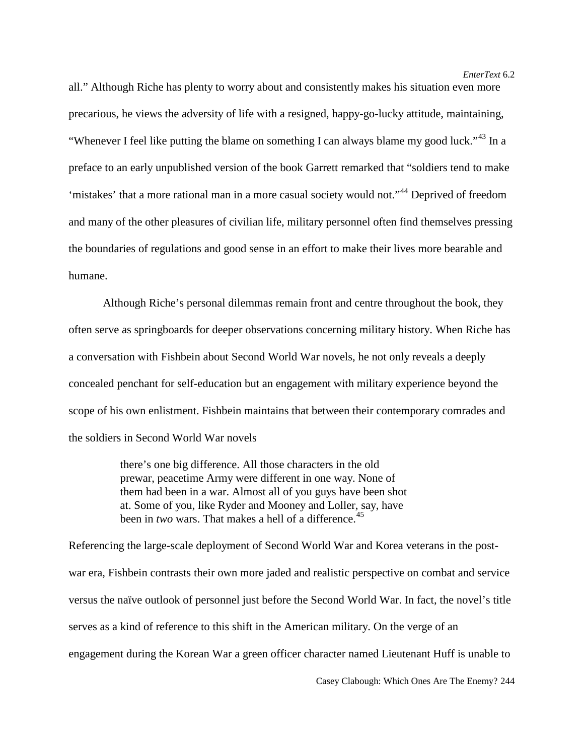all." Although Riche has plenty to worry about and consistently makes his situation even more precarious, he views the adversity of life with a resigned, happy-go-lucky attitude, maintaining, "Whenever I feel like putting the blame on something I can always blame my good luck."[43] In a preface to an early unpublished version of the book Garrett remarked that "soldiers tend to make 'mistakes' that a more rational man in a more casual society would not."[44] Deprived of freedom and many of the other pleasures of civilian life, military personnel often find themselves pressing the boundaries of regulations and good sense in an effort to make their lives more bearable and humane.

Although Riche's personal dilemmas remain front and centre throughout the book, they often serve as springboards for deeper observations concerning military history. When Riche has a conversation with Fishbein about Second World War novels, he not only reveals a deeply concealed penchant for self-education but an engagement with military experience beyond the scope of his own enlistment. Fishbein maintains that between their contemporary comrades and the soldiers in Second World War novels

> there's one big difference. All those characters in the old prewar, peacetime Army were different in one way. None of them had been in a war. Almost all of you guys have been shot at. Some of you, like Ryder and Mooney and Loller, say, have been in *two* wars. That makes a hell of a difference.[45]

Referencing the large-scale deployment of Second World War and Korea veterans in the post-war era, Fishbein contrasts their own more jaded and realistic perspective on combat and service versus the naïve outlook of personnel just before the Second World War. In fact, the novel's title serves as a kind of reference to this shift in the American military. On the verge of an engagement during the Korean War a green officer character named Lieutenant Huff is unable to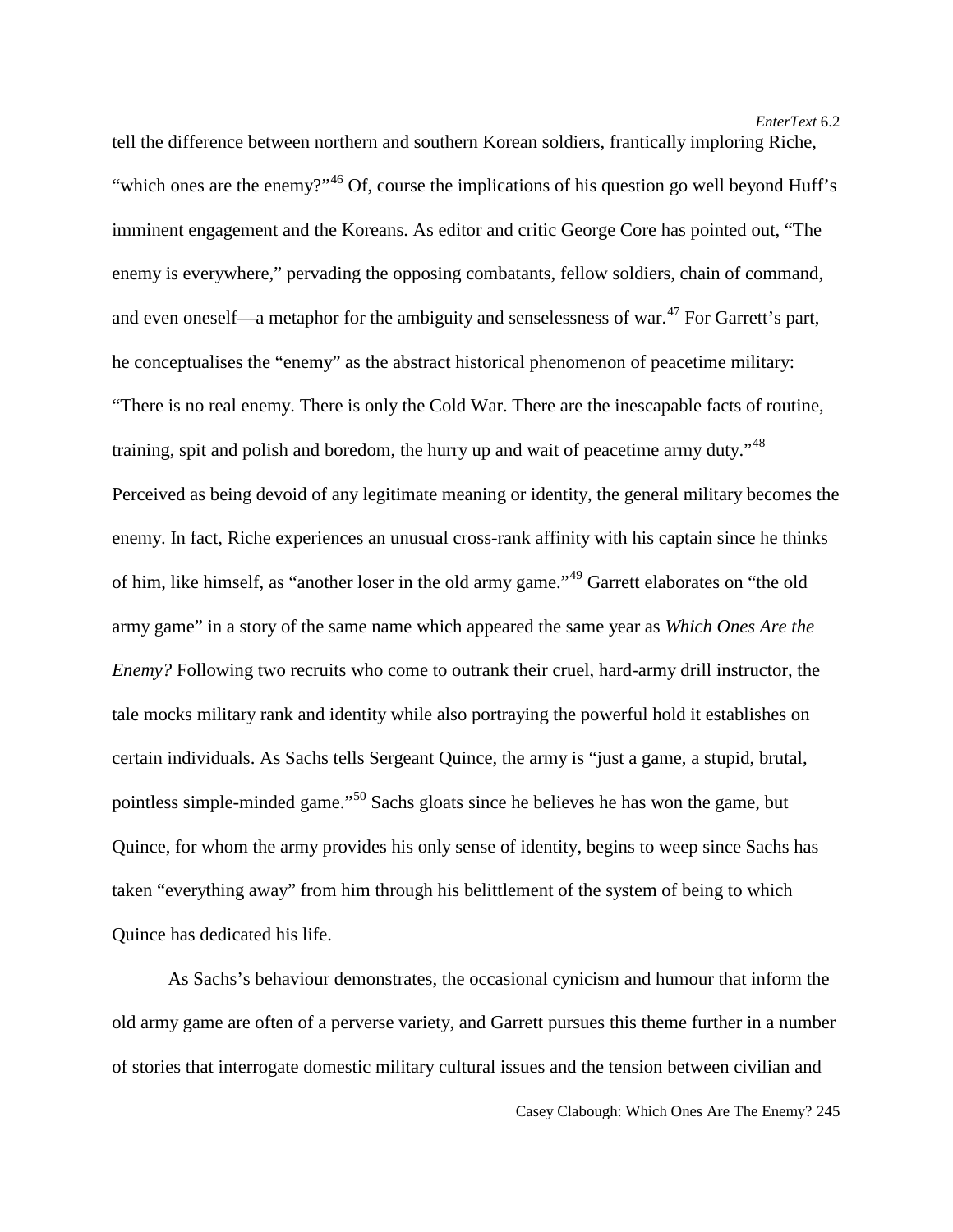tell the difference between northern and southern Korean soldiers, frantically imploring Riche, "which ones are the enemy?"[46] Of, course the implications of his question go well beyond Huff's imminent engagement and the Koreans. As editor and critic George Core has pointed out, "The enemy is everywhere," pervading the opposing combatants, fellow soldiers, chain of command, and even oneself—a metaphor for the ambiguity and senselessness of war.[47] For Garrett's part, he conceptualises the "enemy" as the abstract historical phenomenon of peacetime military: "There is no real enemy. There is only the Cold War. There are the inescapable facts of routine, training, spit and polish and boredom, the hurry up and wait of peacetime army duty."[48] Perceived as being devoid of any legitimate meaning or identity, the general military becomes the enemy. In fact, Riche experiences an unusual cross-rank affinity with his captain since he thinks of him, like himself, as "another loser in the old army game."[49] Garrett elaborates on "the old army game" in a story of the same name which appeared the same year as *Which Ones Are the Enemy?* Following two recruits who come to outrank their cruel, hard-army drill instructor, the tale mocks military rank and identity while also portraying the powerful hold it establishes on certain individuals. As Sachs tells Sergeant Quince, the army is "just a game, a stupid, brutal, pointless simple-minded game."[50] Sachs gloats since he believes he has won the game, but Quince, for whom the army provides his only sense of identity, begins to weep since Sachs has taken "everything away" from him through his belittlement of the system of being to which Quince has dedicated his life.

As Sachs's behaviour demonstrates, the occasional cynicism and humour that inform the old army game are often of a perverse variety, and Garrett pursues this theme further in a number of stories that interrogate domestic military cultural issues and the tension between civilian and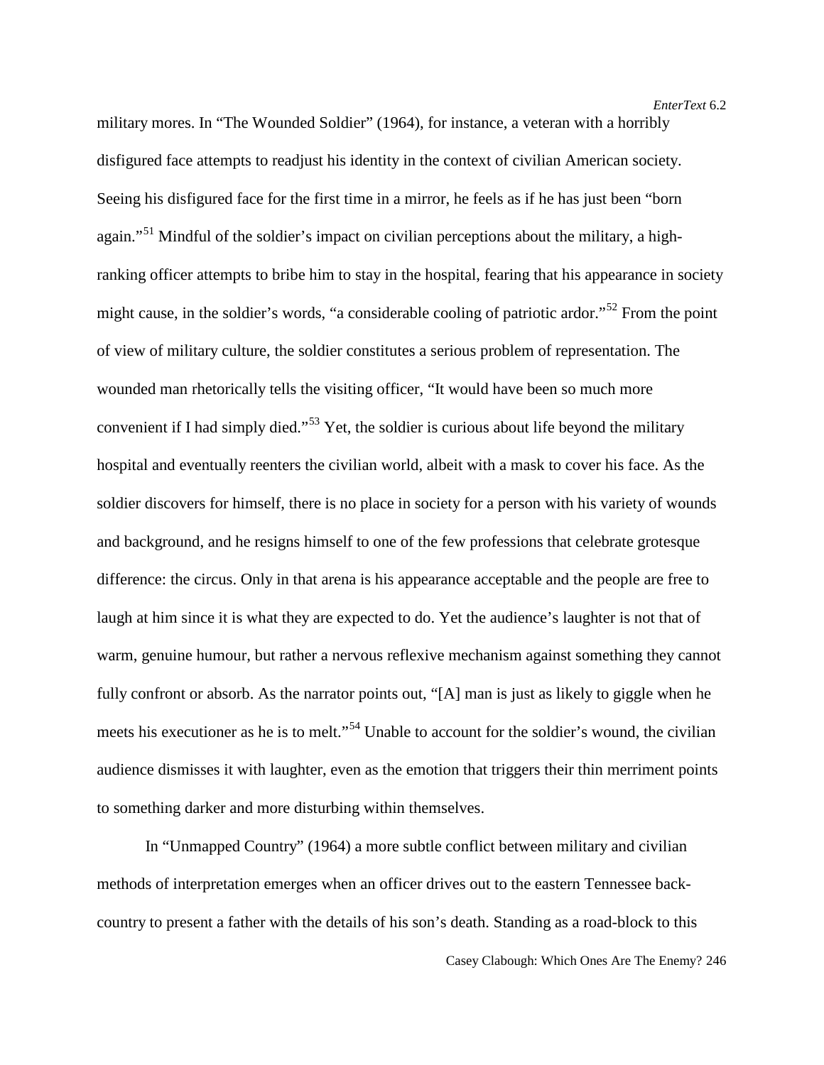military mores. In “The Wounded Soldier” (1964), for instance, a veteran with a horribly disfigured face attempts to readjust his identity in the context of civilian American society. Seeing his disfigured face for the first time in a mirror, he feels as if he has just been “born again.”[51] Mindful of the soldier’s impact on civilian perceptions about the military, a high-ranking officer attempts to bribe him to stay in the hospital, fearing that his appearance in society might cause, in the soldier’s words, “a considerable cooling of patriotic ardor.”[52] From the point of view of military culture, the soldier constitutes a serious problem of representation. The wounded man rhetorically tells the visiting officer, “It would have been so much more convenient if I had simply died.”[53] Yet, the soldier is curious about life beyond the military hospital and eventually reenters the civilian world, albeit with a mask to cover his face. As the soldier discovers for himself, there is no place in society for a person with his variety of wounds and background, and he resigns himself to one of the few professions that celebrate grotesque difference: the circus. Only in that arena is his appearance acceptable and the people are free to laugh at him since it is what they are expected to do. Yet the audience’s laughter is not that of warm, genuine humour, but rather a nervous reflexive mechanism against something they cannot fully confront or absorb. As the narrator points out, “[A] man is just as likely to giggle when he meets his executioner as he is to melt.”[54] Unable to account for the soldier’s wound, the civilian audience dismisses it with laughter, even as the emotion that triggers their thin merriment points to something darker and more disturbing within themselves.

In “Unmapped Country” (1964) a more subtle conflict between military and civilian methods of interpretation emerges when an officer drives out to the eastern Tennessee back-country to present a father with the details of his son’s death. Standing as a road-block to this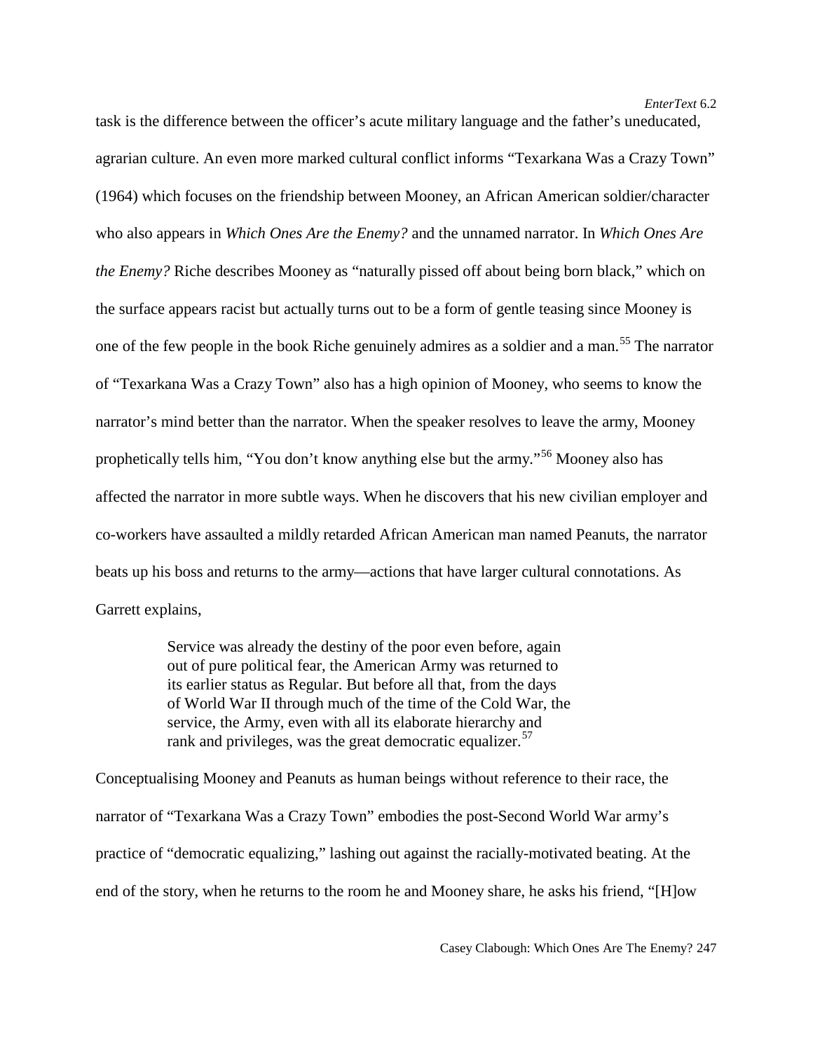task is the difference between the officer's acute military language and the father's uneducated, agrarian culture. An even more marked cultural conflict informs "Texarkana Was a Crazy Town" (1964) which focuses on the friendship between Mooney, an African American soldier/character who also appears in *Which Ones Are the Enemy?* and the unnamed narrator. In *Which Ones Are the Enemy?* Riche describes Mooney as "naturally pissed off about being born black," which on the surface appears racist but actually turns out to be a form of gentle teasing since Mooney is one of the few people in the book Riche genuinely admires as a soldier and a man.[55] The narrator of "Texarkana Was a Crazy Town" also has a high opinion of Mooney, who seems to know the narrator's mind better than the narrator. When the speaker resolves to leave the army, Mooney prophetically tells him, "You don't know anything else but the army."[56] Mooney also has affected the narrator in more subtle ways. When he discovers that his new civilian employer and co-workers have assaulted a mildly retarded African American man named Peanuts, the narrator beats up his boss and returns to the army—actions that have larger cultural connotations. As Garrett explains,

> Service was already the destiny of the poor even before, again out of pure political fear, the American Army was returned to its earlier status as Regular. But before all that, from the days of World War II through much of the time of the Cold War, the service, the Army, even with all its elaborate hierarchy and rank and privileges, was the great democratic equalizer.[57]

Conceptualising Mooney and Peanuts as human beings without reference to their race, the narrator of "Texarkana Was a Crazy Town" embodies the post-Second World War army's practice of "democratic equalizing," lashing out against the racially-motivated beating. At the end of the story, when he returns to the room he and Mooney share, he asks his friend, "[H]ow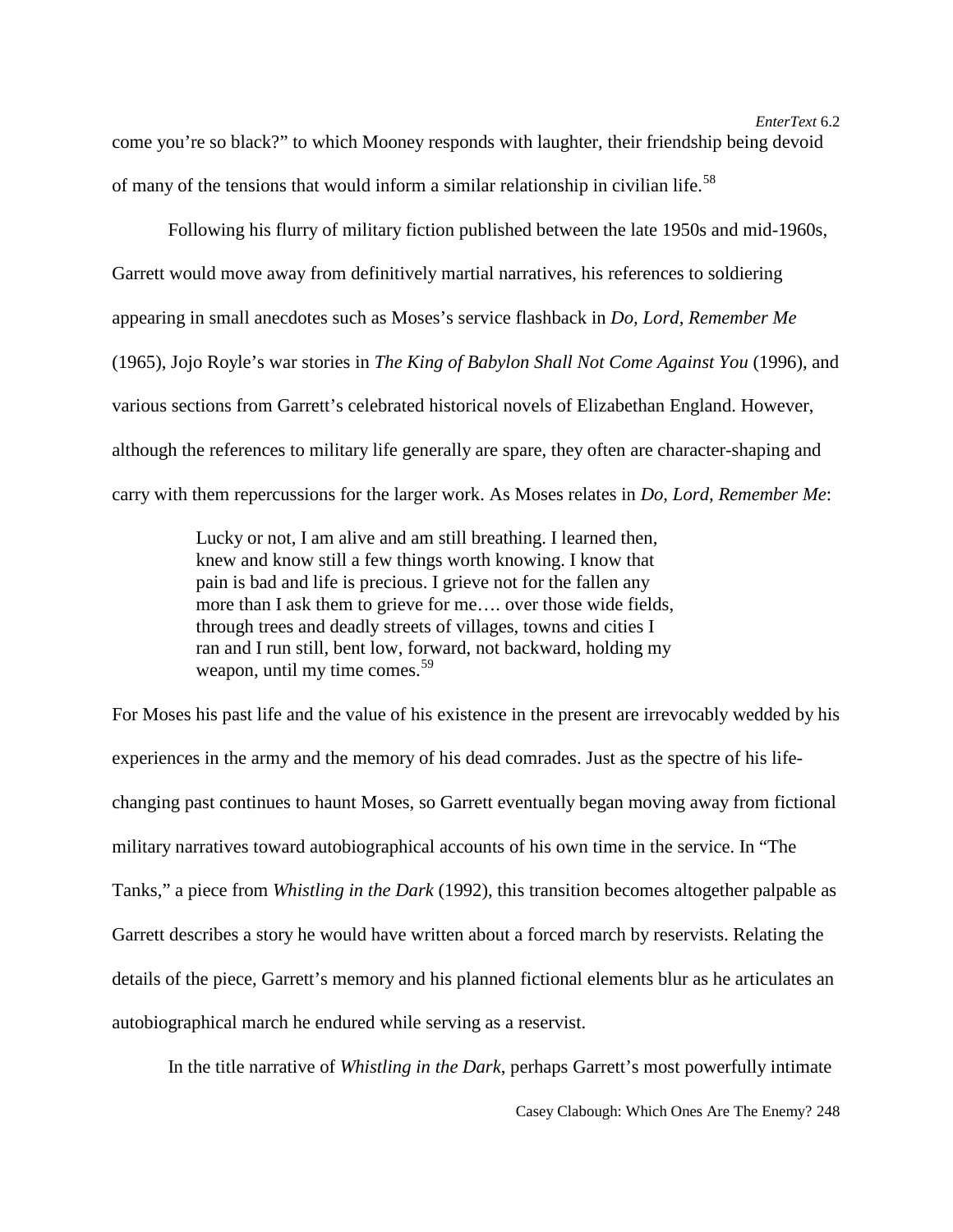come you're so black?" to which Mooney responds with laughter, their friendship being devoid of many of the tensions that would inform a similar relationship in civilian life.[58]

Following his flurry of military fiction published between the late 1950s and mid-1960s, Garrett would move away from definitively martial narratives, his references to soldiering appearing in small anecdotes such as Moses's service flashback in *Do, Lord, Remember Me* (1965), Jojo Royle's war stories in *The King of Babylon Shall Not Come Against You* (1996), and various sections from Garrett's celebrated historical novels of Elizabethan England. However, although the references to military life generally are spare, they often are character-shaping and carry with them repercussions for the larger work. As Moses relates in *Do, Lord, Remember Me*:

> Lucky or not, I am alive and am still breathing. I learned then, knew and know still a few things worth knowing. I know that pain is bad and life is precious. I grieve not for the fallen any more than I ask them to grieve for me…. over those wide fields, through trees and deadly streets of villages, towns and cities I ran and I run still, bent low, forward, not backward, holding my weapon, until my time comes.[59]

For Moses his past life and the value of his existence in the present are irrevocably wedded by his experiences in the army and the memory of his dead comrades. Just as the spectre of his life-changing past continues to haunt Moses, so Garrett eventually began moving away from fictional military narratives toward autobiographical accounts of his own time in the service. In "The Tanks," a piece from *Whistling in the Dark* (1992), this transition becomes altogether palpable as Garrett describes a story he would have written about a forced march by reservists. Relating the details of the piece, Garrett's memory and his planned fictional elements blur as he articulates an autobiographical march he endured while serving as a reservist.

In the title narrative of *Whistling in the Dark*, perhaps Garrett's most powerfully intimate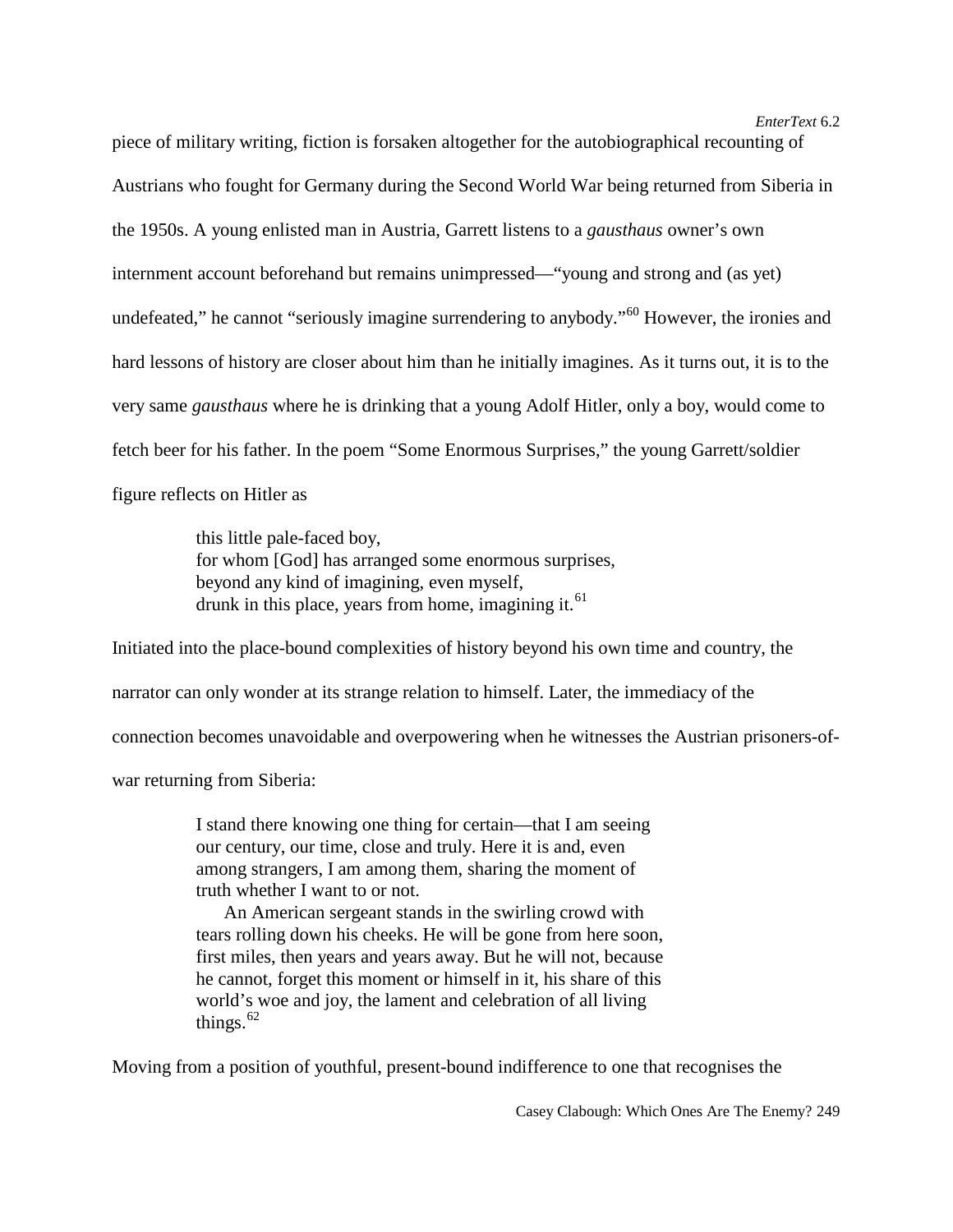piece of military writing, fiction is forsaken altogether for the autobiographical recounting of Austrians who fought for Germany during the Second World War being returned from Siberia in the 1950s. A young enlisted man in Austria, Garrett listens to a *gausthaus* owner's own internment account beforehand but remains unimpressed—"young and strong and (as yet) undefeated," he cannot "seriously imagine surrendering to anybody."[60] However, the ironies and hard lessons of history are closer about him than he initially imagines. As it turns out, it is to the very same *gausthaus* where he is drinking that a young Adolf Hitler, only a boy, would come to fetch beer for his father. In the poem "Some Enormous Surprises," the young Garrett/soldier figure reflects on Hitler as

> this little pale-faced boy,
> for whom [God] has arranged some enormous surprises,
> beyond any kind of imagining, even myself,
> drunk in this place, years from home, imagining it.[61]

Initiated into the place-bound complexities of history beyond his own time and country, the narrator can only wonder at its strange relation to himself. Later, the immediacy of the connection becomes unavoidable and overpowering when he witnesses the Austrian prisoners-of-war returning from Siberia:

> I stand there knowing one thing for certain—that I am seeing our century, our time, close and truly. Here it is and, even among strangers, I am among them, sharing the moment of truth whether I want to or not.
>
> An American sergeant stands in the swirling crowd with tears rolling down his cheeks. He will be gone from here soon, first miles, then years and years away. But he will not, because he cannot, forget this moment or himself in it, his share of this world's woe and joy, the lament and celebration of all living things.[62]

Moving from a position of youthful, present-bound indifference to one that recognises the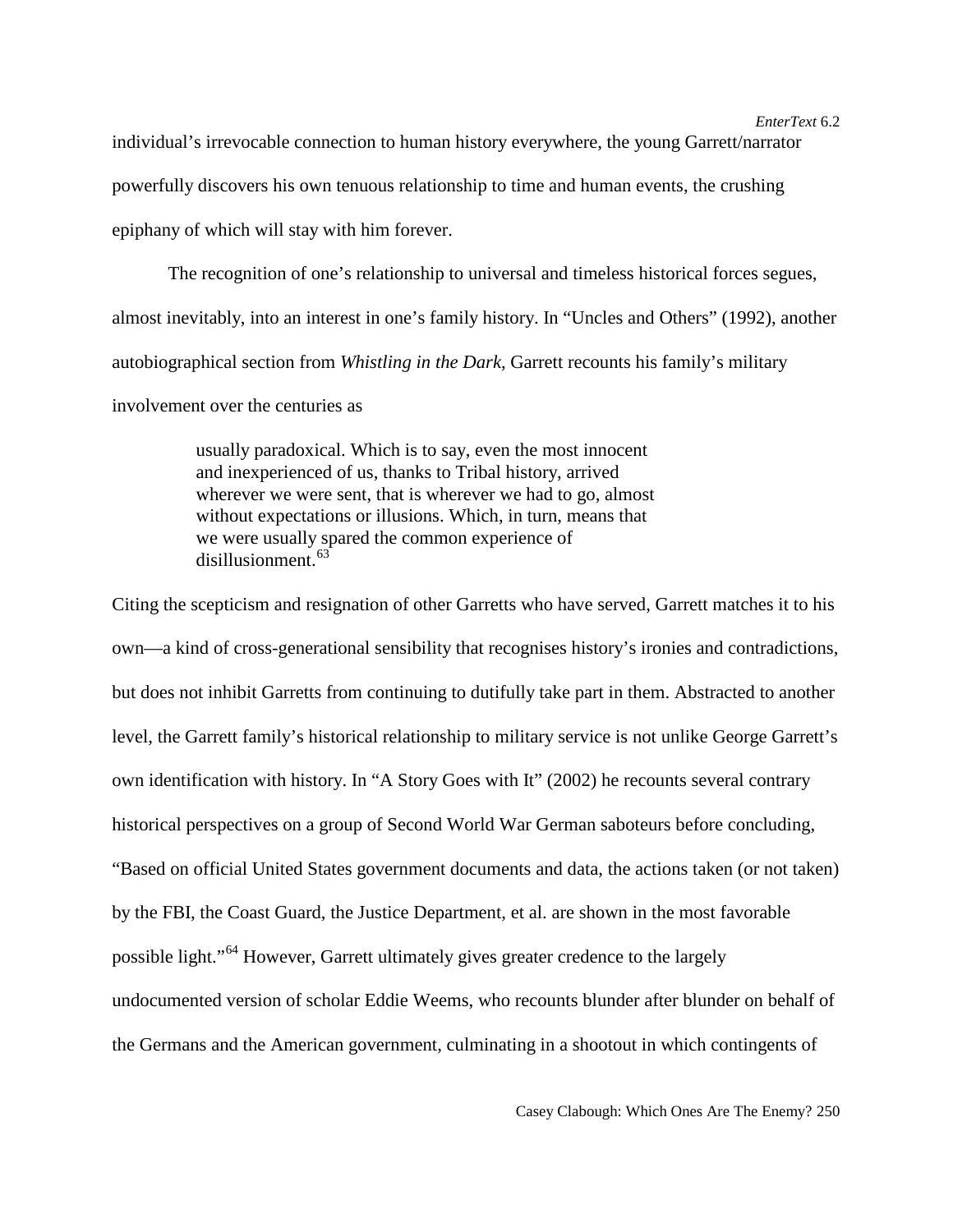individual's irrevocable connection to human history everywhere, the young Garrett/narrator powerfully discovers his own tenuous relationship to time and human events, the crushing epiphany of which will stay with him forever.

The recognition of one's relationship to universal and timeless historical forces segues, almost inevitably, into an interest in one's family history. In "Uncles and Others" (1992), another autobiographical section from *Whistling in the Dark*, Garrett recounts his family's military involvement over the centuries as

> usually paradoxical. Which is to say, even the most innocent and inexperienced of us, thanks to Tribal history, arrived wherever we were sent, that is wherever we had to go, almost without expectations or illusions. Which, in turn, means that we were usually spared the common experience of disillusionment.[63]

Citing the scepticism and resignation of other Garretts who have served, Garrett matches it to his own—a kind of cross-generational sensibility that recognises history's ironies and contradictions, but does not inhibit Garretts from continuing to dutifully take part in them. Abstracted to another level, the Garrett family's historical relationship to military service is not unlike George Garrett's own identification with history. In "A Story Goes with It" (2002) he recounts several contrary historical perspectives on a group of Second World War German saboteurs before concluding, "Based on official United States government documents and data, the actions taken (or not taken) by the FBI, the Coast Guard, the Justice Department, et al. are shown in the most favorable possible light."[64] However, Garrett ultimately gives greater credence to the largely undocumented version of scholar Eddie Weems, who recounts blunder after blunder on behalf of the Germans and the American government, culminating in a shootout in which contingents of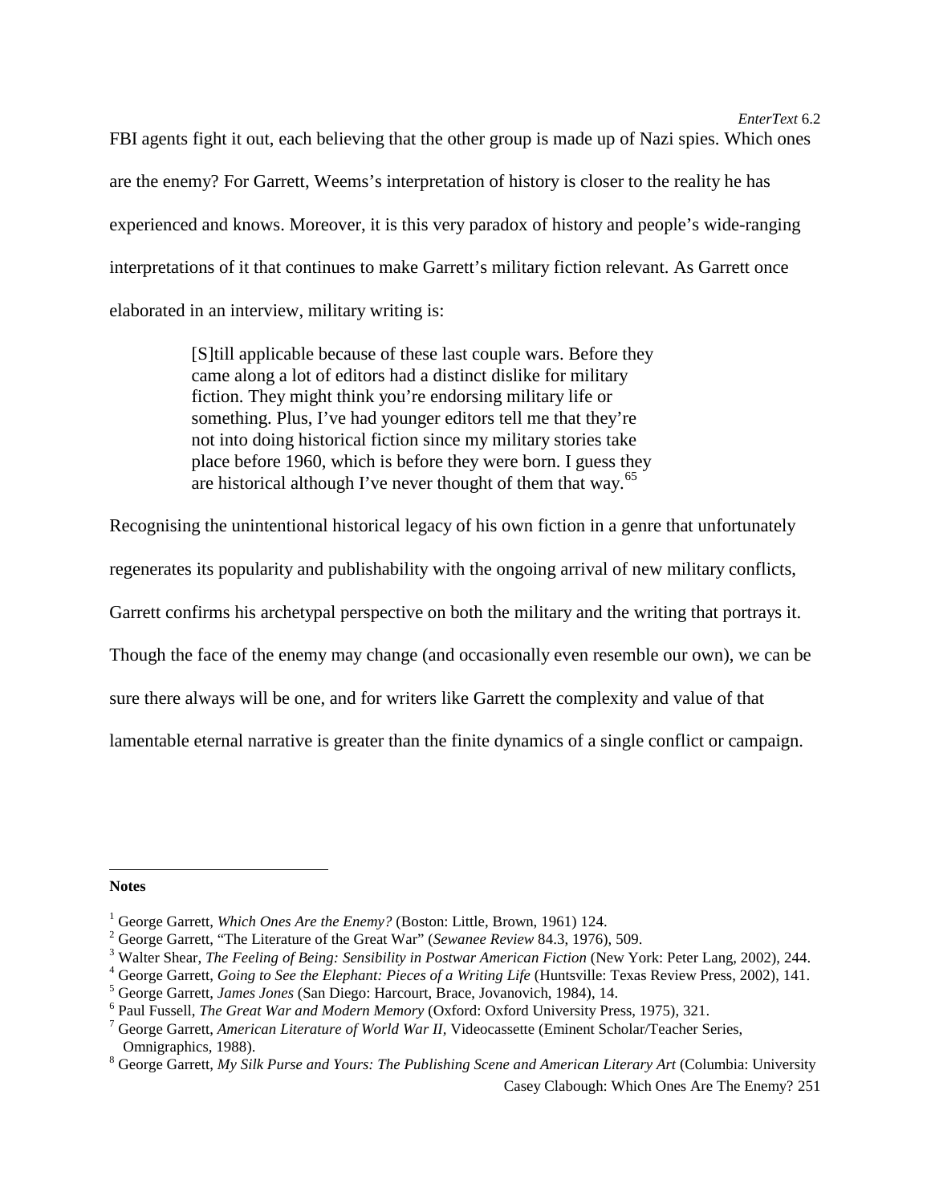FBI agents fight it out, each believing that the other group is made up of Nazi spies. Which ones are the enemy? For Garrett, Weems's interpretation of history is closer to the reality he has experienced and knows. Moreover, it is this very paradox of history and people's wide-ranging interpretations of it that continues to make Garrett's military fiction relevant. As Garrett once elaborated in an interview, military writing is:

> [S]till applicable because of these last couple wars. Before they came along a lot of editors had a distinct dislike for military fiction. They might think you're endorsing military life or something. Plus, I've had younger editors tell me that they're not into doing historical fiction since my military stories take place before 1960, which is before they were born. I guess they are historical although I've never thought of them that way.[65]

Recognising the unintentional historical legacy of his own fiction in a genre that unfortunately regenerates its popularity and publishability with the ongoing arrival of new military conflicts, Garrett confirms his archetypal perspective on both the military and the writing that portrays it. Though the face of the enemy may change (and occasionally even resemble our own), we can be sure there always will be one, and for writers like Garrett the complexity and value of that lamentable eternal narrative is greater than the finite dynamics of a single conflict or campaign.

---

**Notes**

[1] George Garrett, *Which Ones Are the Enemy?* (Boston: Little, Brown, 1961) 124.
[2] George Garrett, "The Literature of the Great War" (*Sewanee Review* 84.3, 1976), 509.
[3] Walter Shear, *The Feeling of Being: Sensibility in Postwar American Fiction* (New York: Peter Lang, 2002), 244.
[4] George Garrett, *Going to See the Elephant: Pieces of a Writing Life* (Huntsville: Texas Review Press, 2002), 141.
[5] George Garrett, *James Jones* (San Diego: Harcourt, Brace, Jovanovich, 1984), 14.
[6] Paul Fussell, *The Great War and Modern Memory* (Oxford: Oxford University Press, 1975), 321.
[7] George Garrett, *American Literature of World War II*, Videocassette (Eminent Scholar/Teacher Series, Omnigraphics, 1988).
[8] George Garrett, *My Silk Purse and Yours: The Publishing Scene and American Literary Art* (Columbia: University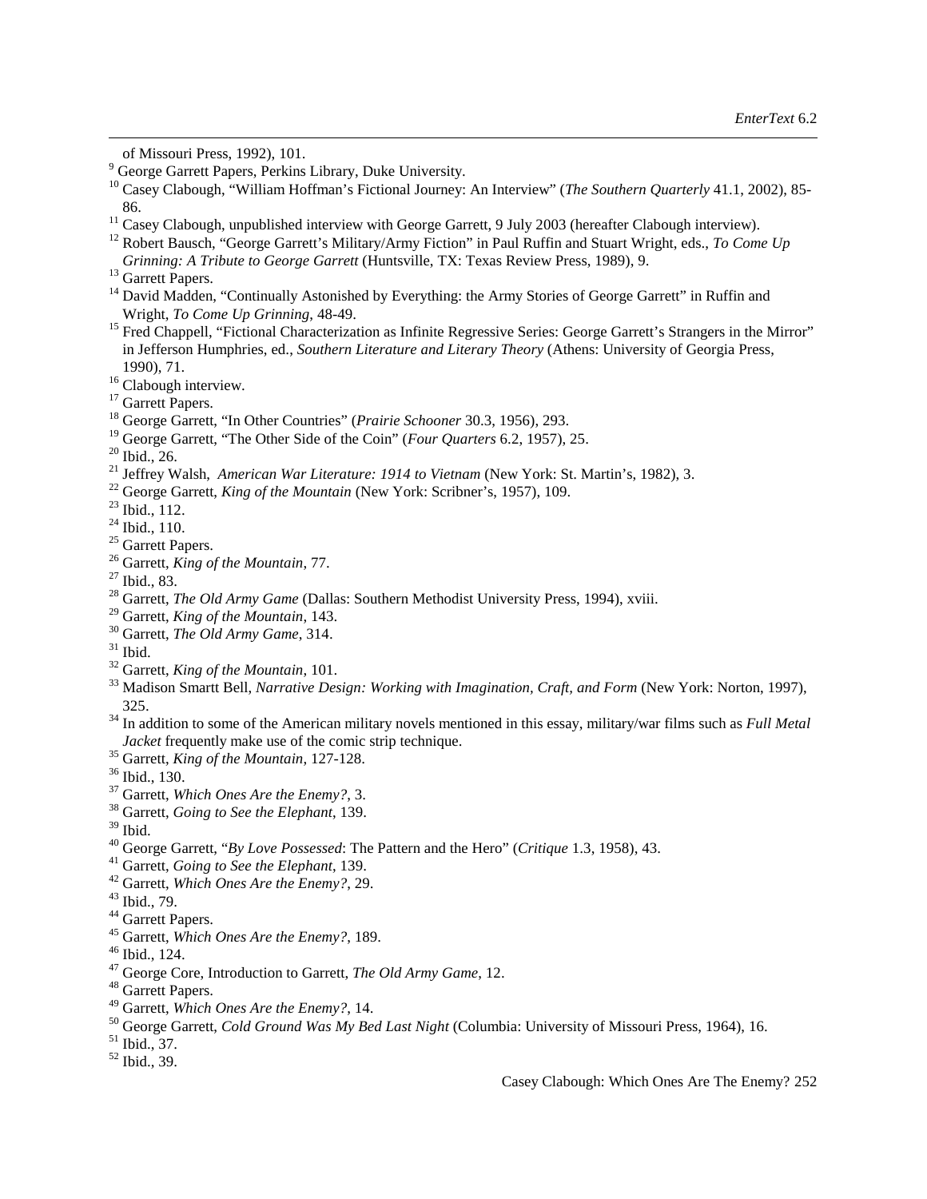of Missouri Press, 1992), 101.

[9] George Garrett Papers, Perkins Library, Duke University.

[10] Casey Clabough, "William Hoffman's Fictional Journey: An Interview" (*The Southern Quarterly* 41.1, 2002), 85-86.

[11] Casey Clabough, unpublished interview with George Garrett, 9 July 2003 (hereafter Clabough interview).

[12] Robert Bausch, "George Garrett's Military/Army Fiction" in Paul Ruffin and Stuart Wright, eds., *To Come Up Grinning: A Tribute to George Garrett* (Huntsville, TX: Texas Review Press, 1989), 9.

[13] Garrett Papers.

[14] David Madden, "Continually Astonished by Everything: the Army Stories of George Garrett" in Ruffin and Wright, *To Come Up Grinning*, 48-49.

[15] Fred Chappell, "Fictional Characterization as Infinite Regressive Series: George Garrett's Strangers in the Mirror" in Jefferson Humphries, ed., *Southern Literature and Literary Theory* (Athens: University of Georgia Press, 1990), 71.

[16] Clabough interview.

[17] Garrett Papers.

[18] George Garrett, "In Other Countries" (*Prairie Schooner* 30.3, 1956), 293.

[19] George Garrett, "The Other Side of the Coin" (*Four Quarters* 6.2, 1957), 25.

[20] Ibid., 26.

[21] Jeffrey Walsh, *American War Literature: 1914 to Vietnam* (New York: St. Martin's, 1982), 3.

[22] George Garrett, *King of the Mountain* (New York: Scribner's, 1957), 109.

[23] Ibid., 112.

[24] Ibid., 110.

[25] Garrett Papers.

[26] Garrett, *King of the Mountain*, 77.

[27] Ibid., 83.

[28] Garrett, *The Old Army Game* (Dallas: Southern Methodist University Press, 1994), xviii.

[29] Garrett, *King of the Mountain*, 143.

[30] Garrett, *The Old Army Game*, 314.

[31] Ibid.

[32] Garrett, *King of the Mountain*, 101.

[33] Madison Smartt Bell, *Narrative Design: Working with Imagination, Craft, and Form* (New York: Norton, 1997), 325.

[34] In addition to some of the American military novels mentioned in this essay, military/war films such as *Full Metal Jacket* frequently make use of the comic strip technique.

[35] Garrett, *King of the Mountain*, 127-128.

[36] Ibid., 130.

[37] Garrett, *Which Ones Are the Enemy?*, 3.

[38] Garrett, *Going to See the Elephant*, 139.

[39] Ibid.

[40] George Garrett, "*By Love Possessed*: The Pattern and the Hero" (*Critique* 1.3, 1958), 43.

[41] Garrett, *Going to See the Elephant*, 139.

[42] Garrett, *Which Ones Are the Enemy?*, 29.

[43] Ibid., 79.

[44] Garrett Papers.

[45] Garrett, *Which Ones Are the Enemy?*, 189.

[46] Ibid., 124.

[47] George Core, Introduction to Garrett, *The Old Army Game*, 12.

[48] Garrett Papers.

[49] Garrett, *Which Ones Are the Enemy?*, 14.

[50] George Garrett, *Cold Ground Was My Bed Last Night* (Columbia: University of Missouri Press, 1964), 16.

[51] Ibid., 37.

[52] Ibid., 39.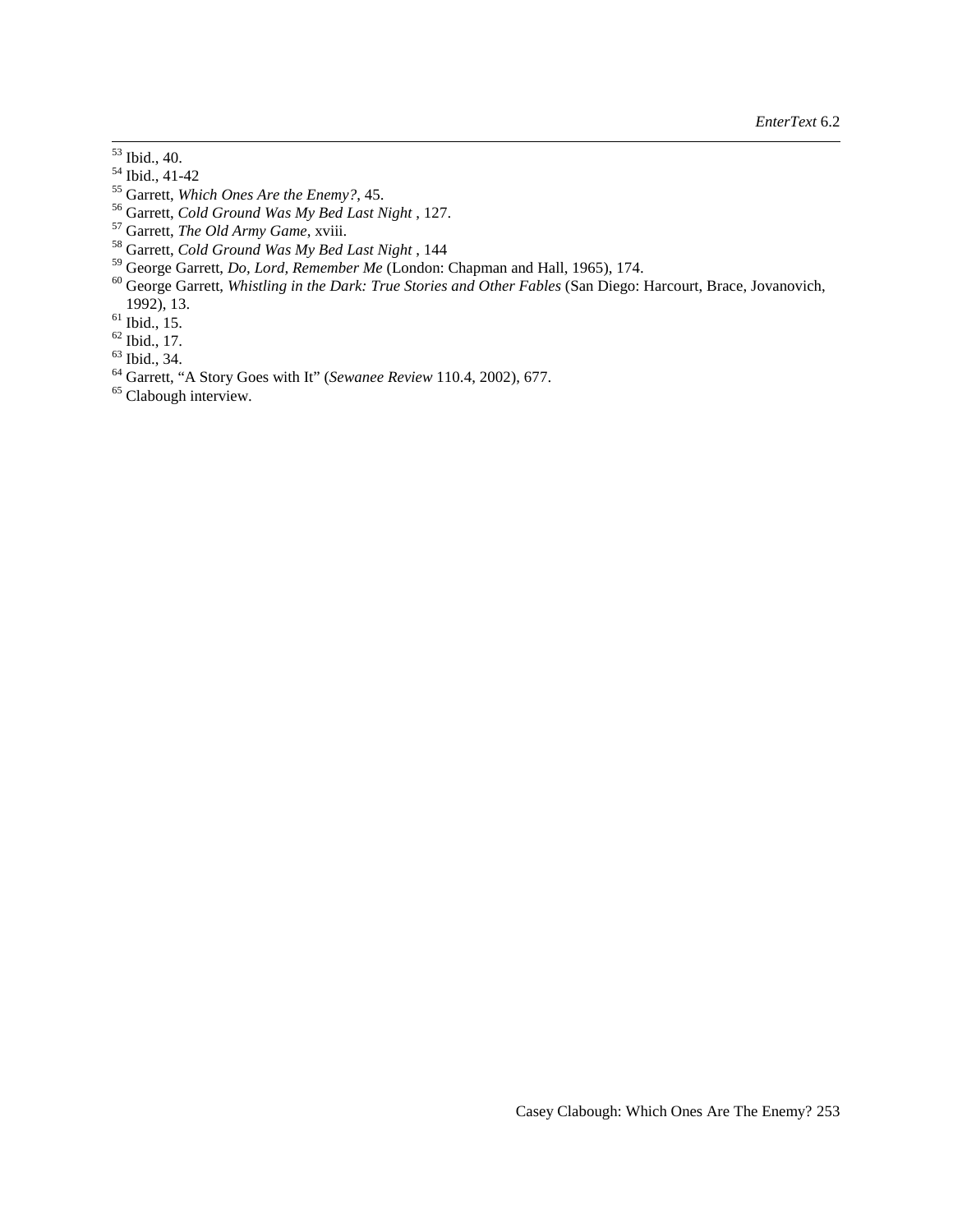[53] Ibid., 40.
[54] Ibid., 41-42
[55] Garrett, *Which Ones Are the Enemy?*, 45.
[56] Garrett, *Cold Ground Was My Bed Last Night* , 127.
[57] Garrett, *The Old Army Game*, xviii.
[58] Garrett, *Cold Ground Was My Bed Last Night* , 144
[59] George Garrett, *Do, Lord, Remember Me* (London: Chapman and Hall, 1965), 174.
[60] George Garrett, *Whistling in the Dark: True Stories and Other Fables* (San Diego: Harcourt, Brace, Jovanovich, 1992), 13.
[61] Ibid., 15.
[62] Ibid., 17.
[63] Ibid., 34.
[64] Garrett, "A Story Goes with It" (*Sewanee Review* 110.4, 2002), 677.
[65] Clabough interview.